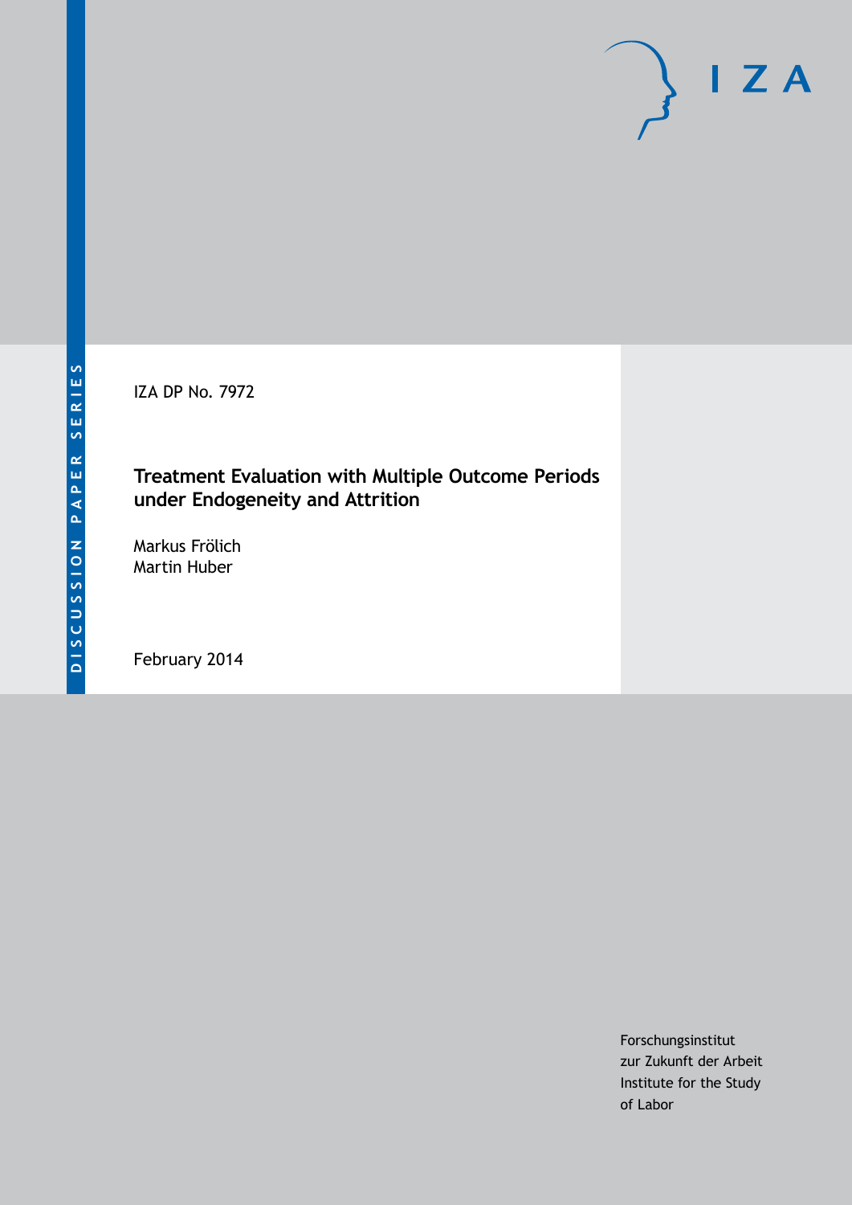DISCUSSION PAPER SERIES

IZA

IZA DP No. 7972

# Treatment Evaluation with Multiple Outcome Periods under Endogeneity and Attrition

Markus Frölich
Martin Huber

February 2014

Forschungsinstitut
zur Zukunft der Arbeit
Institute for the Study
of Labor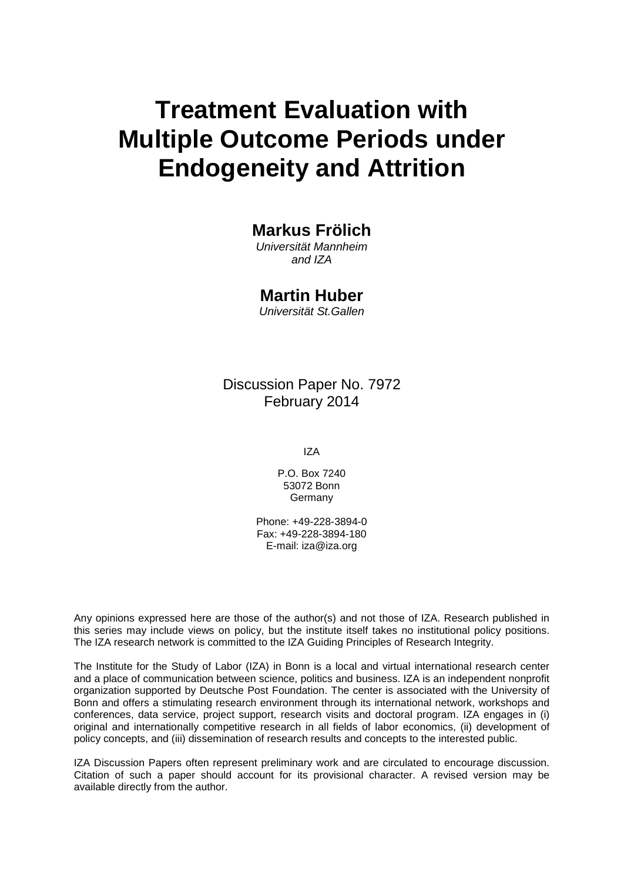# Treatment Evaluation with Multiple Outcome Periods under Endogeneity and Attrition

**Markus Frölich**  
*Universität Mannheim and IZA*

**Martin Huber**  
*Universität St.Gallen*

Discussion Paper No. 7972  
February 2014

IZA

P.O. Box 7240  
53072 Bonn  
Germany

Phone: +49-228-3894-0  
Fax: +49-228-3894-180  
E-mail: iza@iza.org

Any opinions expressed here are those of the author(s) and not those of IZA. Research published in this series may include views on policy, but the institute itself takes no institutional policy positions. The IZA research network is committed to the IZA Guiding Principles of Research Integrity.

The Institute for the Study of Labor (IZA) in Bonn is a local and virtual international research center and a place of communication between science, politics and business. IZA is an independent nonprofit organization supported by Deutsche Post Foundation. The center is associated with the University of Bonn and offers a stimulating research environment through its international network, workshops and conferences, data service, project support, research visits and doctoral program. IZA engages in (i) original and internationally competitive research in all fields of labor economics, (ii) development of policy concepts, and (iii) dissemination of research results and concepts to the interested public.

IZA Discussion Papers often represent preliminary work and are circulated to encourage discussion. Citation of such a paper should account for its provisional character. A revised version may be available directly from the author.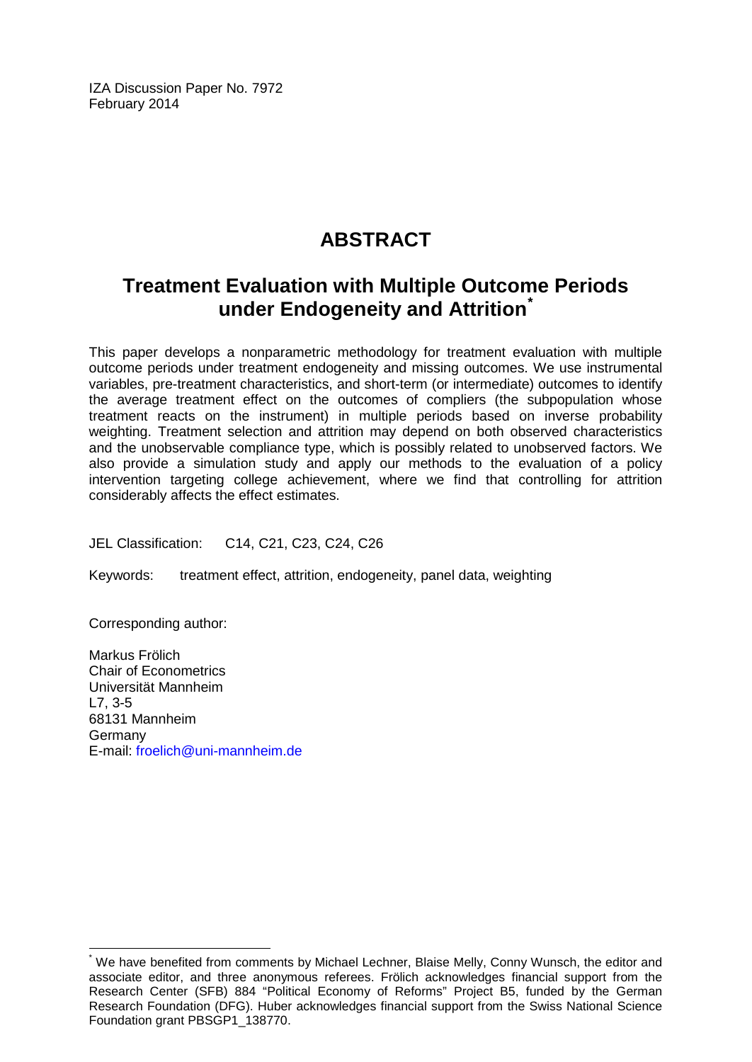IZA Discussion Paper No. 7972
February 2014

# ABSTRACT

## Treatment Evaluation with Multiple Outcome Periods under Endogeneity and Attrition[*]

This paper develops a nonparametric methodology for treatment evaluation with multiple outcome periods under treatment endogeneity and missing outcomes. We use instrumental variables, pre-treatment characteristics, and short-term (or intermediate) outcomes to identify the average treatment effect on the outcomes of compliers (the subpopulation whose treatment reacts on the instrument) in multiple periods based on inverse probability weighting. Treatment selection and attrition may depend on both observed characteristics and the unobservable compliance type, which is possibly related to unobserved factors. We also provide a simulation study and apply our methods to the evaluation of a policy intervention targeting college achievement, where we find that controlling for attrition considerably affects the effect estimates.

JEL Classification: C14, C21, C23, C24, C26

Keywords: treatment effect, attrition, endogeneity, panel data, weighting

Corresponding author:

Markus Frölich
Chair of Econometrics
Universität Mannheim
L7, 3-5
68131 Mannheim
Germany
E-mail: froelich@uni-mannheim.de

[*] We have benefited from comments by Michael Lechner, Blaise Melly, Conny Wunsch, the editor and associate editor, and three anonymous referees. Frölich acknowledges financial support from the Research Center (SFB) 884 "Political Economy of Reforms" Project B5, funded by the German Research Foundation (DFG). Huber acknowledges financial support from the Swiss National Science Foundation grant PBSGP1_138770.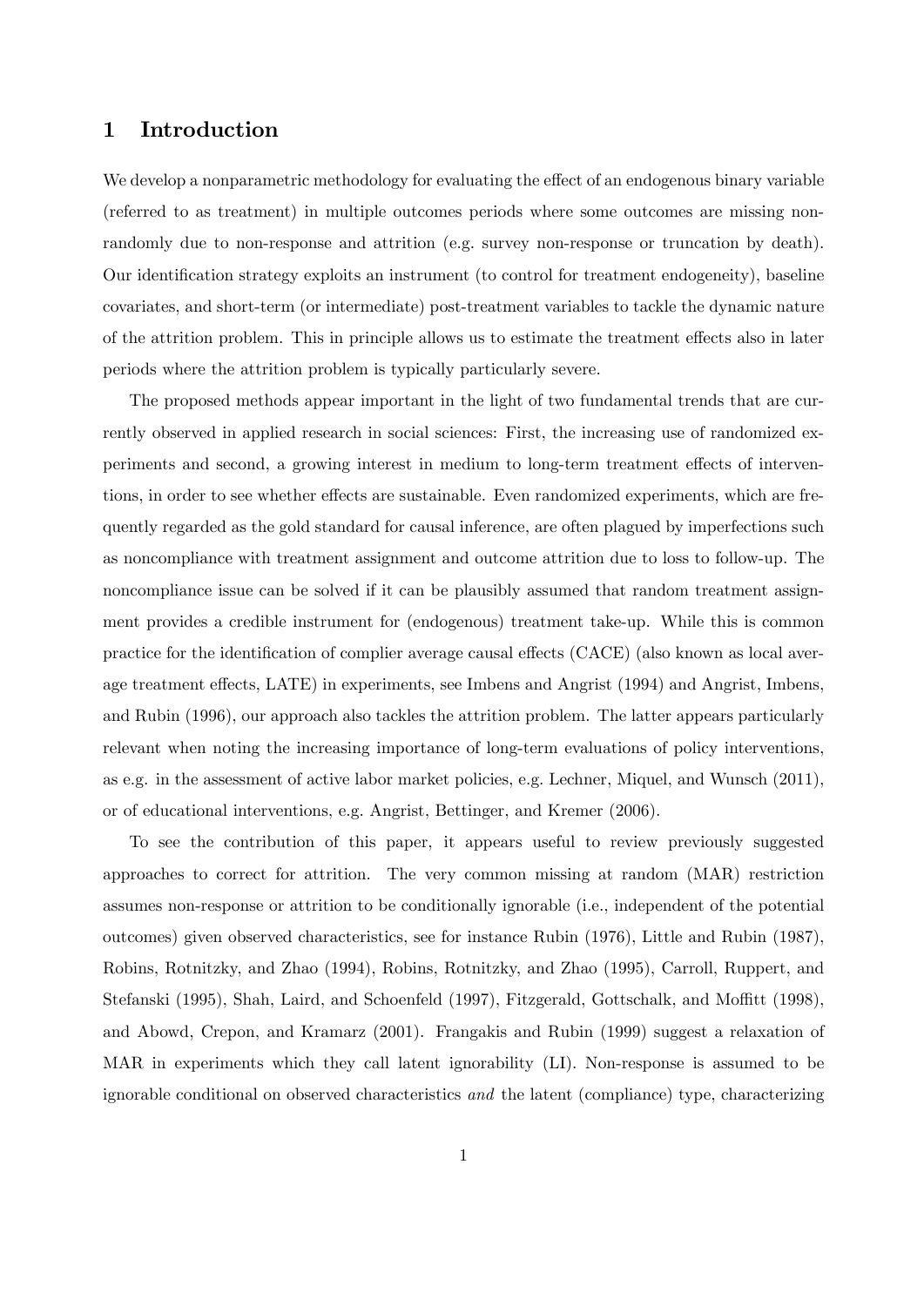# 1 Introduction

We develop a nonparametric methodology for evaluating the effect of an endogenous binary variable (referred to as treatment) in multiple outcomes periods where some outcomes are missing non-randomly due to non-response and attrition (e.g. survey non-response or truncation by death). Our identification strategy exploits an instrument (to control for treatment endogeneity), baseline covariates, and short-term (or intermediate) post-treatment variables to tackle the dynamic nature of the attrition problem. This in principle allows us to estimate the treatment effects also in later periods where the attrition problem is typically particularly severe.

The proposed methods appear important in the light of two fundamental trends that are currently observed in applied research in social sciences: First, the increasing use of randomized experiments and second, a growing interest in medium to long-term treatment effects of interventions, in order to see whether effects are sustainable. Even randomized experiments, which are frequently regarded as the gold standard for causal inference, are often plagued by imperfections such as noncompliance with treatment assignment and outcome attrition due to loss to follow-up. The noncompliance issue can be solved if it can be plausibly assumed that random treatment assignment provides a credible instrument for (endogenous) treatment take-up. While this is common practice for the identification of complier average causal effects (CACE) (also known as local average treatment effects, LATE) in experiments, see Imbens and Angrist (1994) and Angrist, Imbens, and Rubin (1996), our approach also tackles the attrition problem. The latter appears particularly relevant when noting the increasing importance of long-term evaluations of policy interventions, as e.g. in the assessment of active labor market policies, e.g. Lechner, Miquel, and Wunsch (2011), or of educational interventions, e.g. Angrist, Bettinger, and Kremer (2006).

To see the contribution of this paper, it appears useful to review previously suggested approaches to correct for attrition. The very common missing at random (MAR) restriction assumes non-response or attrition to be conditionally ignorable (i.e., independent of the potential outcomes) given observed characteristics, see for instance Rubin (1976), Little and Rubin (1987), Robins, Rotnitzky, and Zhao (1994), Robins, Rotnitzky, and Zhao (1995), Carroll, Ruppert, and Stefanski (1995), Shah, Laird, and Schoenfeld (1997), Fitzgerald, Gottschalk, and Moffitt (1998), and Abowd, Crepon, and Kramarz (2001). Frangakis and Rubin (1999) suggest a relaxation of MAR in experiments which they call latent ignorability (LI). Non-response is assumed to be ignorable conditional on observed characteristics *and* the latent (compliance) type, characterizing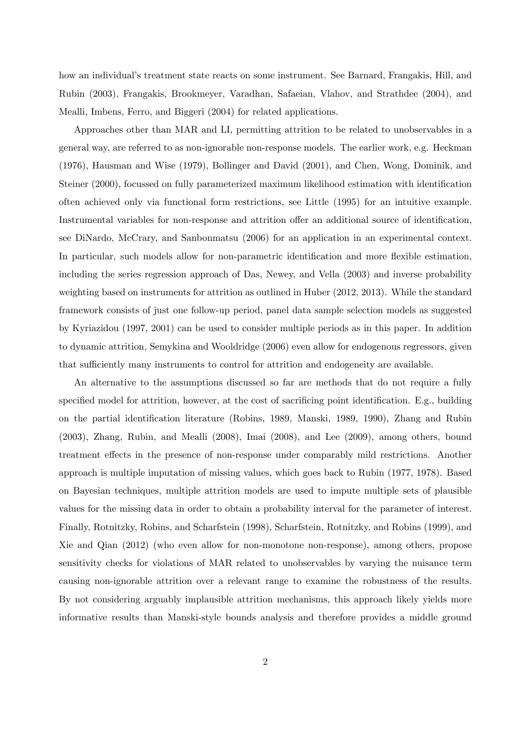how an individual's treatment state reacts on some instrument. See Barnard, Frangakis, Hill, and Rubin (2003), Frangakis, Brookmeyer, Varadhan, Safaeian, Vlahov, and Strathdee (2004), and Mealli, Imbens, Ferro, and Biggeri (2004) for related applications.

Approaches other than MAR and LI, permitting attrition to be related to unobservables in a general way, are referred to as non-ignorable non-response models. The earlier work, e.g. Heckman (1976), Hausman and Wise (1979), Bollinger and David (2001), and Chen, Wong, Dominik, and Steiner (2000), focussed on fully parameterized maximum likelihood estimation with identification often achieved only via functional form restrictions, see Little (1995) for an intuitive example. Instrumental variables for non-response and attrition offer an additional source of identification, see DiNardo, McCrary, and Sanbonmatsu (2006) for an application in an experimental context. In particular, such models allow for non-parametric identification and more flexible estimation, including the series regression approach of Das, Newey, and Vella (2003) and inverse probability weighting based on instruments for attrition as outlined in Huber (2012, 2013). While the standard framework consists of just one follow-up period, panel data sample selection models as suggested by Kyriazidou (1997, 2001) can be used to consider multiple periods as in this paper. In addition to dynamic attrition, Semykina and Wooldridge (2006) even allow for endogenous regressors, given that sufficiently many instruments to control for attrition and endogeneity are available.

An alternative to the assumptions discussed so far are methods that do not require a fully specified model for attrition, however, at the cost of sacrificing point identification. E.g., building on the partial identification literature (Robins, 1989, Manski, 1989, 1990), Zhang and Rubin (2003), Zhang, Rubin, and Mealli (2008), Imai (2008), and Lee (2009), among others, bound treatment effects in the presence of non-response under comparably mild restrictions. Another approach is multiple imputation of missing values, which goes back to Rubin (1977, 1978). Based on Bayesian techniques, multiple attrition models are used to impute multiple sets of plausible values for the missing data in order to obtain a probability interval for the parameter of interest. Finally, Rotnitzky, Robins, and Scharfstein (1998), Scharfstein, Rotnitzky, and Robins (1999), and Xie and Qian (2012) (who even allow for non-monotone non-response), among others, propose sensitivity checks for violations of MAR related to unobservables by varying the nuisance term causing non-ignorable attrition over a relevant range to examine the robustness of the results. By not considering arguably implausible attrition mechanisms, this approach likely yields more informative results than Manski-style bounds analysis and therefore provides a middle ground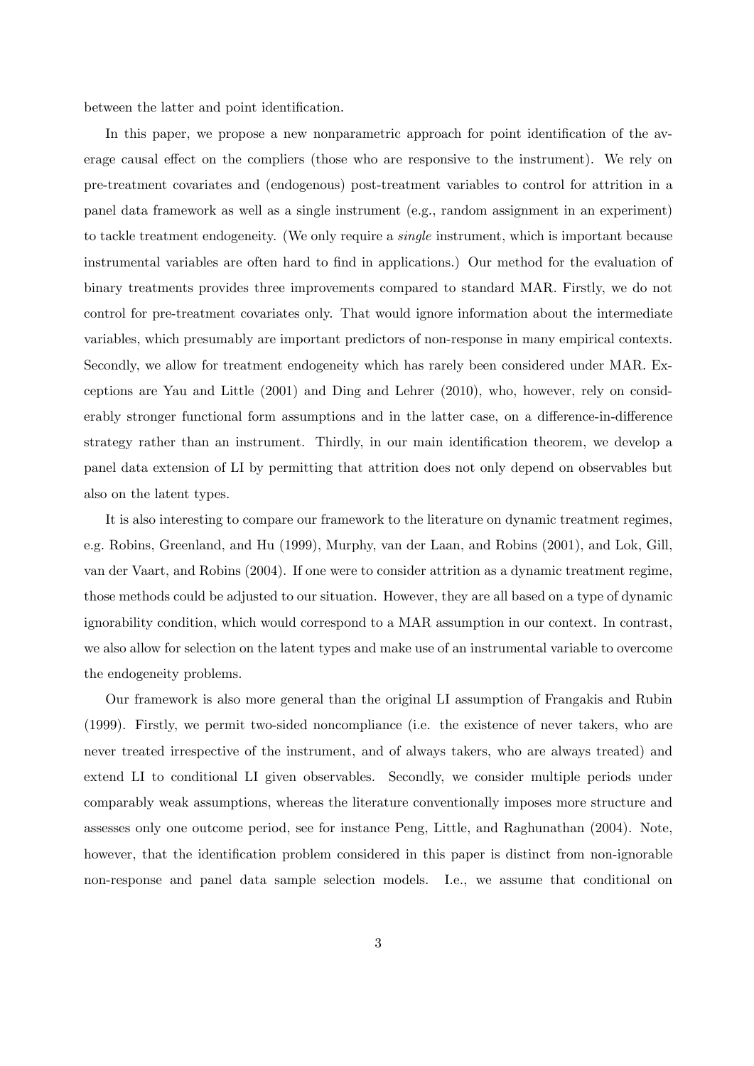between the latter and point identification.

In this paper, we propose a new nonparametric approach for point identification of the average causal effect on the compliers (those who are responsive to the instrument). We rely on pre-treatment covariates and (endogenous) post-treatment variables to control for attrition in a panel data framework as well as a single instrument (e.g., random assignment in an experiment) to tackle treatment endogeneity. (We only require a *single* instrument, which is important because instrumental variables are often hard to find in applications.) Our method for the evaluation of binary treatments provides three improvements compared to standard MAR. Firstly, we do not control for pre-treatment covariates only. That would ignore information about the intermediate variables, which presumably are important predictors of non-response in many empirical contexts. Secondly, we allow for treatment endogeneity which has rarely been considered under MAR. Exceptions are Yau and Little (2001) and Ding and Lehrer (2010), who, however, rely on considerably stronger functional form assumptions and in the latter case, on a difference-in-difference strategy rather than an instrument. Thirdly, in our main identification theorem, we develop a panel data extension of LI by permitting that attrition does not only depend on observables but also on the latent types.

It is also interesting to compare our framework to the literature on dynamic treatment regimes, e.g. Robins, Greenland, and Hu (1999), Murphy, van der Laan, and Robins (2001), and Lok, Gill, van der Vaart, and Robins (2004). If one were to consider attrition as a dynamic treatment regime, those methods could be adjusted to our situation. However, they are all based on a type of dynamic ignorability condition, which would correspond to a MAR assumption in our context. In contrast, we also allow for selection on the latent types and make use of an instrumental variable to overcome the endogeneity problems.

Our framework is also more general than the original LI assumption of Frangakis and Rubin (1999). Firstly, we permit two-sided noncompliance (i.e. the existence of never takers, who are never treated irrespective of the instrument, and of always takers, who are always treated) and extend LI to conditional LI given observables. Secondly, we consider multiple periods under comparably weak assumptions, whereas the literature conventionally imposes more structure and assesses only one outcome period, see for instance Peng, Little, and Raghunathan (2004). Note, however, that the identification problem considered in this paper is distinct from non-ignorable non-response and panel data sample selection models. I.e., we assume that conditional on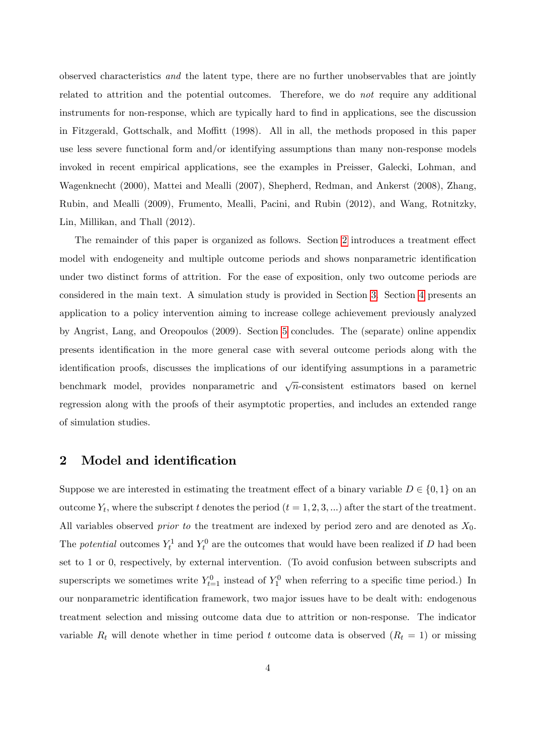observed characteristics *and* the latent type, there are no further unobservables that are jointly related to attrition and the potential outcomes. Therefore, we do *not* require any additional instruments for non-response, which are typically hard to find in applications, see the discussion in Fitzgerald, Gottschalk, and Moffitt (1998). All in all, the methods proposed in this paper use less severe functional form and/or identifying assumptions than many non-response models invoked in recent empirical applications, see the examples in Preisser, Galecki, Lohman, and Wagenknecht (2000), Mattei and Mealli (2007), Shepherd, Redman, and Ankerst (2008), Zhang, Rubin, and Mealli (2009), Frumento, Mealli, Pacini, and Rubin (2012), and Wang, Rotnitzky, Lin, Millikan, and Thall (2012).

The remainder of this paper is organized as follows. Section 2 introduces a treatment effect model with endogeneity and multiple outcome periods and shows nonparametric identification under two distinct forms of attrition. For the ease of exposition, only two outcome periods are considered in the main text. A simulation study is provided in Section 3. Section 4 presents an application to a policy intervention aiming to increase college achievement previously analyzed by Angrist, Lang, and Oreopoulos (2009). Section 5 concludes. The (separate) online appendix presents identification in the more general case with several outcome periods along with the identification proofs, discusses the implications of our identifying assumptions in a parametric benchmark model, provides nonparametric and $\sqrt{n}$-consistent estimators based on kernel regression along with the proofs of their asymptotic properties, and includes an extended range of simulation studies.

## 2 Model and identification

Suppose we are interested in estimating the treatment effect of a binary variable $D \in \{0, 1\}$ on an outcome $Y_t$, where the subscript $t$ denotes the period ($t = 1, 2, 3, ...$) after the start of the treatment. All variables observed *prior to* the treatment are indexed by period zero and are denoted as $X_0$. The *potential* outcomes $Y_t^1$ and $Y_t^0$ are the outcomes that would have been realized if $D$ had been set to 1 or 0, respectively, by external intervention. (To avoid confusion between subscripts and superscripts we sometimes write $Y_{t=1}^0$ instead of $Y_1^0$ when referring to a specific time period.) In our nonparametric identification framework, two major issues have to be dealt with: endogenous treatment selection and missing outcome data due to attrition or non-response. The indicator variable $R_t$ will denote whether in time period $t$ outcome data is observed ($R_t = 1$) or missing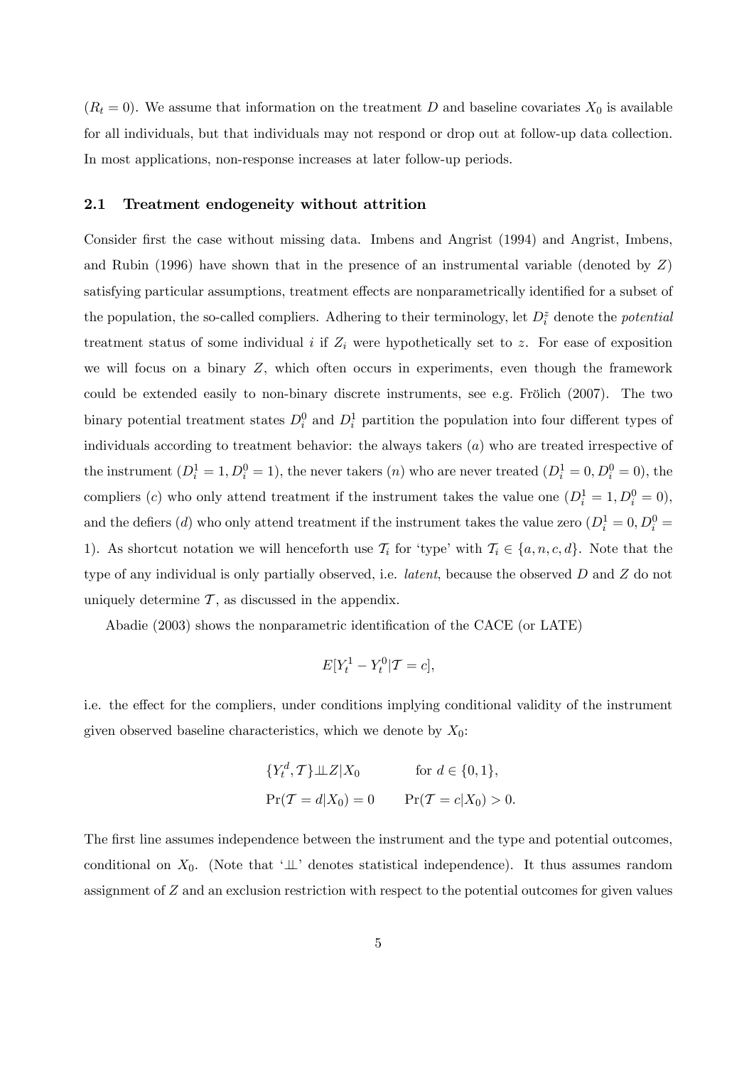($R_t = 0$). We assume that information on the treatment $D$ and baseline covariates $X_0$ is available for all individuals, but that individuals may not respond or drop out at follow-up data collection. In most applications, non-response increases at later follow-up periods.

### 2.1 Treatment endogeneity without attrition

Consider first the case without missing data. Imbens and Angrist (1994) and Angrist, Imbens, and Rubin (1996) have shown that in the presence of an instrumental variable (denoted by $Z$) satisfying particular assumptions, treatment effects are nonparametrically identified for a subset of the population, the so-called compliers. Adhering to their terminology, let $D_i^z$ denote the *potential* treatment status of some individual $i$ if $Z_i$ were hypothetically set to $z$. For ease of exposition we will focus on a binary $Z$, which often occurs in experiments, even though the framework could be extended easily to non-binary discrete instruments, see e.g. Frölich (2007). The two binary potential treatment states $D_i^0$ and $D_i^1$ partition the population into four different types of individuals according to treatment behavior: the always takers ($a$) who are treated irrespective of the instrument ($D_i^1 = 1, D_i^0 = 1$), the never takers ($n$) who are never treated ($D_i^1 = 0, D_i^0 = 0$), the compliers ($c$) who only attend treatment if the instrument takes the value one ($D_i^1 = 1, D_i^0 = 0$), and the defiers ($d$) who only attend treatment if the instrument takes the value zero ($D_i^1 = 0, D_i^0 = 1$). As shortcut notation we will henceforth use $\mathcal{T}_i$ for 'type' with $\mathcal{T}_i \in \{a, n, c, d\}$. Note that the type of any individual is only partially observed, i.e. *latent*, because the observed $D$ and $Z$ do not uniquely determine $\mathcal{T}$, as discussed in the appendix.

Abadie (2003) shows the nonparametric identification of the CACE (or LATE)

$$E[Y_t^1 - Y_t^0 | \mathcal{T} = c],$$

i.e. the effect for the compliers, under conditions implying conditional validity of the instrument given observed baseline characteristics, which we denote by $X_0$:

$$\{Y_t^d, \mathcal{T}\} \perp\!\!\!\perp Z | X_0 \qquad \text{for } d \in \{0, 1\},$$

$$\Pr(\mathcal{T} = d | X_0) = 0 \qquad \Pr(\mathcal{T} = c | X_0) > 0.$$

The first line assumes independence between the instrument and the type and potential outcomes, conditional on $X_0$. (Note that '$\perp\!\!\!\perp$' denotes statistical independence). It thus assumes random assignment of $Z$ and an exclusion restriction with respect to the potential outcomes for given values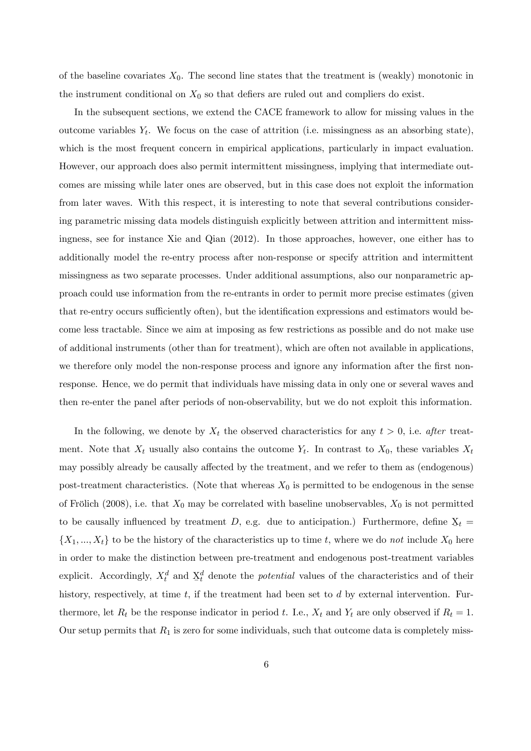of the baseline covariates $X_0$. The second line states that the treatment is (weakly) monotonic in the instrument conditional on $X_0$ so that defiers are ruled out and compliers do exist.

In the subsequent sections, we extend the CACE framework to allow for missing values in the outcome variables $Y_t$. We focus on the case of attrition (i.e. missingness as an absorbing state), which is the most frequent concern in empirical applications, particularly in impact evaluation. However, our approach does also permit intermittent missingness, implying that intermediate outcomes are missing while later ones are observed, but in this case does not exploit the information from later waves. With this respect, it is interesting to note that several contributions considering parametric missing data models distinguish explicitly between attrition and intermittent missingness, see for instance Xie and Qian (2012). In those approaches, however, one either has to additionally model the re-entry process after non-response or specify attrition and intermittent missingness as two separate processes. Under additional assumptions, also our nonparametric approach could use information from the re-entrants in order to permit more precise estimates (given that re-entry occurs sufficiently often), but the identification expressions and estimators would become less tractable. Since we aim at imposing as few restrictions as possible and do not make use of additional instruments (other than for treatment), which are often not available in applications, we therefore only model the non-response process and ignore any information after the first non-response. Hence, we do permit that individuals have missing data in only one or several waves and then re-enter the panel after periods of non-observability, but we do not exploit this information.

In the following, we denote by $X_t$ the observed characteristics for any $t > 0$, i.e. *after* treatment. Note that $X_t$ usually also contains the outcome $Y_t$. In contrast to $X_0$, these variables $X_t$ may possibly already be causally affected by the treatment, and we refer to them as (endogenous) post-treatment characteristics. (Note that whereas $X_0$ is permitted to be endogenous in the sense of Frölich (2008), i.e. that $X_0$ may be correlated with baseline unobservables, $X_0$ is not permitted to be causally influenced by treatment $D$, e.g. due to anticipation.) Furthermore, define $\underline{X}_t = \{X_1, ..., X_t\}$ to be the history of the characteristics up to time $t$, where we do *not* include $X_0$ here in order to make the distinction between pre-treatment and endogenous post-treatment variables explicit. Accordingly, $X_t^d$ and $\underline{X}_t^d$ denote the *potential* values of the characteristics and of their history, respectively, at time $t$, if the treatment had been set to $d$ by external intervention. Furthermore, let $R_t$ be the response indicator in period $t$. I.e., $X_t$ and $Y_t$ are only observed if $R_t = 1$. Our setup permits that $R_1$ is zero for some individuals, such that outcome data is completely miss-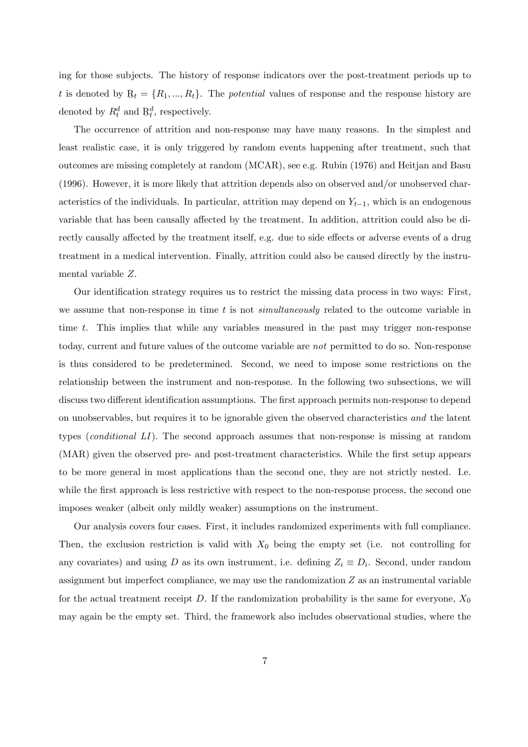ing for those subjects. The history of response indicators over the post-treatment periods up to $t$ is denoted by $\underline{R}_t = \{R_1, ..., R_t\}$. The *potential* values of response and the response history are denoted by $R_t^d$ and $\underline{R}_t^d$, respectively.

The occurrence of attrition and non-response may have many reasons. In the simplest and least realistic case, it is only triggered by random events happening after treatment, such that outcomes are missing completely at random (MCAR), see e.g. Rubin (1976) and Heitjan and Basu (1996). However, it is more likely that attrition depends also on observed and/or unobserved characteristics of the individuals. In particular, attrition may depend on $Y_{t-1}$, which is an endogenous variable that has been causally affected by the treatment. In addition, attrition could also be directly causally affected by the treatment itself, e.g. due to side effects or adverse events of a drug treatment in a medical intervention. Finally, attrition could also be caused directly by the instrumental variable $Z$.

Our identification strategy requires us to restrict the missing data process in two ways: First, we assume that non-response in time $t$ is not *simultaneously* related to the outcome variable in time $t$. This implies that while any variables measured in the past may trigger non-response today, current and future values of the outcome variable are *not* permitted to do so. Non-response is thus considered to be predetermined. Second, we need to impose some restrictions on the relationship between the instrument and non-response. In the following two subsections, we will discuss two different identification assumptions. The first approach permits non-response to depend on unobservables, but requires it to be ignorable given the observed characteristics *and* the latent types (*conditional LI*). The second approach assumes that non-response is missing at random (MAR) given the observed pre- and post-treatment characteristics. While the first setup appears to be more general in most applications than the second one, they are not strictly nested. I.e. while the first approach is less restrictive with respect to the non-response process, the second one imposes weaker (albeit only mildly weaker) assumptions on the instrument.

Our analysis covers four cases. First, it includes randomized experiments with full compliance. Then, the exclusion restriction is valid with $X_0$ being the empty set (i.e. not controlling for any covariates) and using $D$ as its own instrument, i.e. defining $Z_i \equiv D_i$. Second, under random assignment but imperfect compliance, we may use the randomization $Z$ as an instrumental variable for the actual treatment receipt $D$. If the randomization probability is the same for everyone, $X_0$ may again be the empty set. Third, the framework also includes observational studies, where the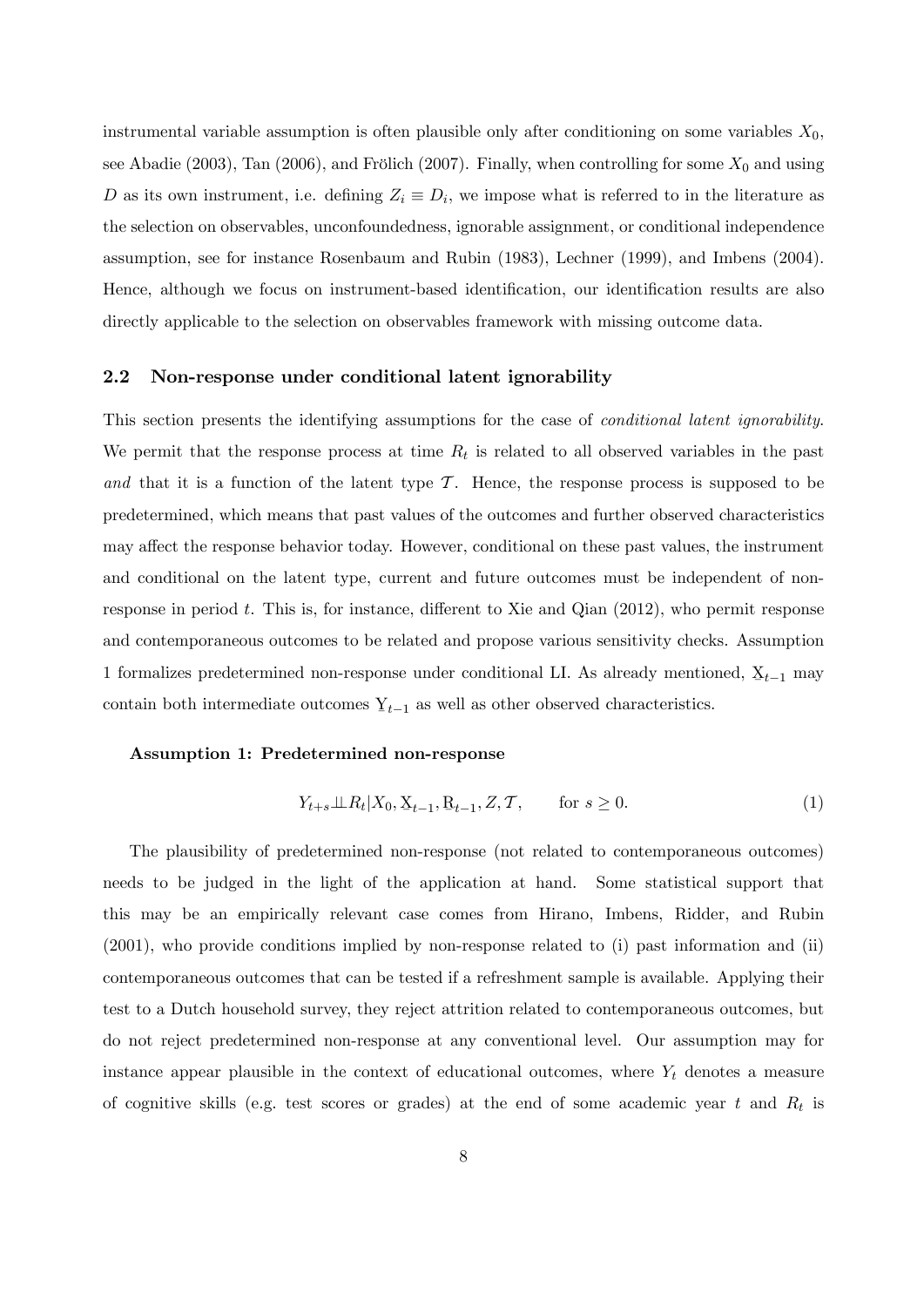instrumental variable assumption is often plausible only after conditioning on some variables $X_0$, see Abadie (2003), Tan (2006), and Frölich (2007). Finally, when controlling for some $X_0$ and using $D$ as its own instrument, i.e. defining $Z_i \equiv D_i$, we impose what is referred to in the literature as the selection on observables, unconfoundedness, ignorable assignment, or conditional independence assumption, see for instance Rosenbaum and Rubin (1983), Lechner (1999), and Imbens (2004). Hence, although we focus on instrument-based identification, our identification results are also directly applicable to the selection on observables framework with missing outcome data.

### 2.2 Non-response under conditional latent ignorability

This section presents the identifying assumptions for the case of *conditional latent ignorability*. We permit that the response process at time $R_t$ is related to all observed variables in the past *and* that it is a function of the latent type $\mathcal{T}$. Hence, the response process is supposed to be predetermined, which means that past values of the outcomes and further observed characteristics may affect the response behavior today. However, conditional on these past values, the instrument and conditional on the latent type, current and future outcomes must be independent of non-response in period $t$. This is, for instance, different to Xie and Qian (2012), who permit response and contemporaneous outcomes to be related and propose various sensitivity checks. Assumption 1 formalizes predetermined non-response under conditional LI. As already mentioned, $\underline{X}_{t-1}$ may contain both intermediate outcomes $\underline{Y}_{t-1}$ as well as other observed characteristics.

**Assumption 1: Predetermined non-response**

$$Y_{t+s} \perp\!\!\!\perp R_t | X_0, \underline{X}_{t-1}, \underline{R}_{t-1}, Z, \mathcal{T}, \qquad \text{for } s \geq 0. \tag{1}$$

The plausibility of predetermined non-response (not related to contemporaneous outcomes) needs to be judged in the light of the application at hand. Some statistical support that this may be an empirically relevant case comes from Hirano, Imbens, Ridder, and Rubin (2001), who provide conditions implied by non-response related to (i) past information and (ii) contemporaneous outcomes that can be tested if a refreshment sample is available. Applying their test to a Dutch household survey, they reject attrition related to contemporaneous outcomes, but do not reject predetermined non-response at any conventional level. Our assumption may for instance appear plausible in the context of educational outcomes, where $Y_t$ denotes a measure of cognitive skills (e.g. test scores or grades) at the end of some academic year $t$ and $R_t$ is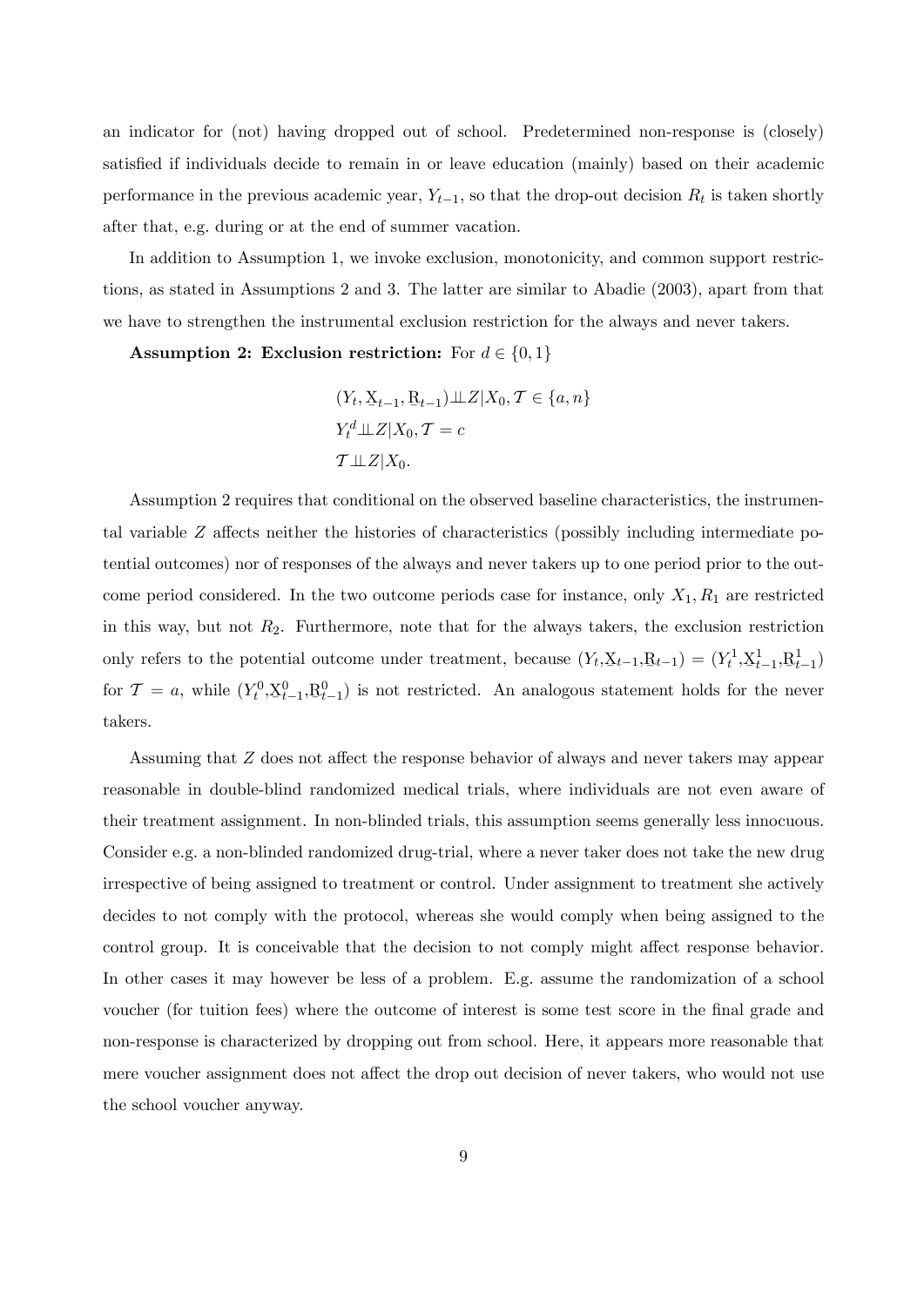an indicator for (not) having dropped out of school. Predetermined non-response is (closely) satisfied if individuals decide to remain in or leave education (mainly) based on their academic performance in the previous academic year, $Y_{t-1}$, so that the drop-out decision $R_t$ is taken shortly after that, e.g. during or at the end of summer vacation.

In addition to Assumption 1, we invoke exclusion, monotonicity, and common support restrictions, as stated in Assumptions 2 and 3. The latter are similar to Abadie (2003), apart from that we have to strengthen the instrumental exclusion restriction for the always and never takers.

**Assumption 2: Exclusion restriction:** For $d \in \{0,1\}$

$$(Y_t, \underline{X}_{t-1}, \underline{R}_{t-1}) \perp\!\!\!\perp Z | X_0, \mathcal{T} \in \{a, n\}$$
$$Y_t^d \perp\!\!\!\perp Z | X_0, \mathcal{T} = c$$
$$\mathcal{T} \perp\!\!\!\perp Z | X_0.$$

Assumption 2 requires that conditional on the observed baseline characteristics, the instrumental variable $Z$ affects neither the histories of characteristics (possibly including intermediate potential outcomes) nor of responses of the always and never takers up to one period prior to the outcome period considered. In the two outcome periods case for instance, only $X_1, R_1$ are restricted in this way, but not $R_2$. Furthermore, note that for the always takers, the exclusion restriction only refers to the potential outcome under treatment, because $(Y_t, \underline{X}_{t-1}, \underline{R}_{t-1}) = (Y_t^1, \underline{X}_{t-1}^1, \underline{R}_{t-1}^1)$ for $\mathcal{T} = a$, while $(Y_t^0, \underline{X}_{t-1}^0, \underline{R}_{t-1}^0)$ is not restricted. An analogous statement holds for the never takers.

Assuming that $Z$ does not affect the response behavior of always and never takers may appear reasonable in double-blind randomized medical trials, where individuals are not even aware of their treatment assignment. In non-blinded trials, this assumption seems generally less innocuous. Consider e.g. a non-blinded randomized drug-trial, where a never taker does not take the new drug irrespective of being assigned to treatment or control. Under assignment to treatment she actively decides to not comply with the protocol, whereas she would comply when being assigned to the control group. It is conceivable that the decision to not comply might affect response behavior. In other cases it may however be less of a problem. E.g. assume the randomization of a school voucher (for tuition fees) where the outcome of interest is some test score in the final grade and non-response is characterized by dropping out from school. Here, it appears more reasonable that mere voucher assignment does not affect the drop out decision of never takers, who would not use the school voucher anyway.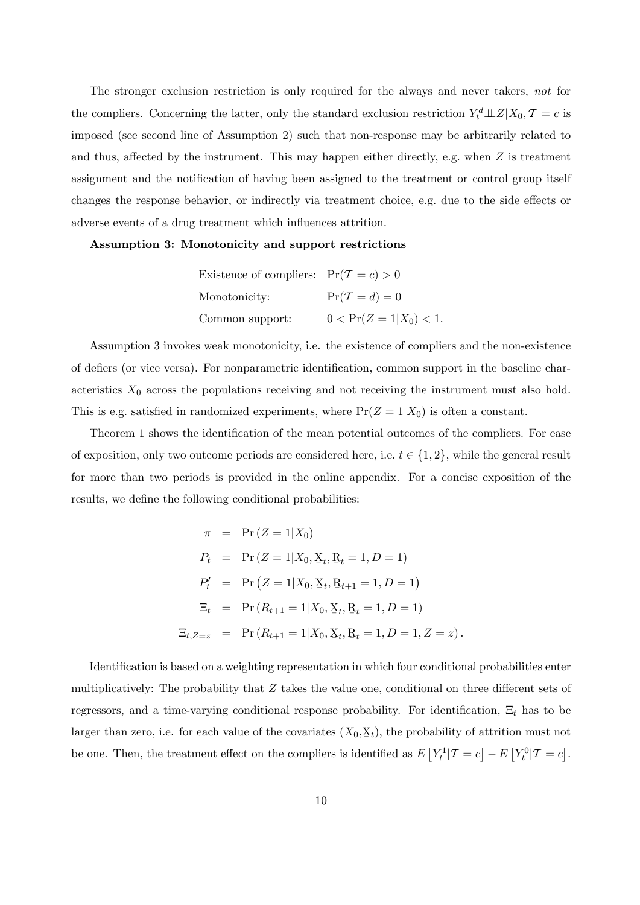The stronger exclusion restriction is only required for the always and never takers, *not* for the compliers. Concerning the latter, only the standard exclusion restriction $Y_t^d \perp\!\!\!\perp Z|X_0, \mathcal{T} = c$ is imposed (see second line of Assumption 2) such that non-response may be arbitrarily related to and thus, affected by the instrument. This may happen either directly, e.g. when $Z$ is treatment assignment and the notification of having been assigned to the treatment or control group itself changes the response behavior, or indirectly via treatment choice, e.g. due to the side effects or adverse events of a drug treatment which influences attrition.

**Assumption 3: Monotonicity and support restrictions**

$$
\begin{array}{ll}
\text{Existence of compliers:} & \Pr(\mathcal{T} = c) > 0 \\
\text{Monotonicity:} & \Pr(\mathcal{T} = d) = 0 \\
\text{Common support:} & 0 < \Pr(Z = 1|X_0) < 1.
\end{array}
$$

Assumption 3 invokes weak monotonicity, i.e. the existence of compliers and the non-existence of defiers (or vice versa). For nonparametric identification, common support in the baseline characteristics $X_0$ across the populations receiving and not receiving the instrument must also hold. This is e.g. satisfied in randomized experiments, where $\Pr(Z = 1|X_0)$ is often a constant.

Theorem 1 shows the identification of the mean potential outcomes of the compliers. For ease of exposition, only two outcome periods are considered here, i.e. $t \in \{1, 2\}$, while the general result for more than two periods is provided in the online appendix. For a concise exposition of the results, we define the following conditional probabilities:

$$
\begin{aligned}
\pi &= \Pr\left(Z = 1|X_0\right) \\
P_t &= \Pr\left(Z = 1|X_0, \underline{X}_t, \underline{R}_t = 1, D = 1\right) \\
P_t' &= \Pr\left(Z = 1|X_0, \underline{X}_t, \underline{R}_{t+1} = 1, D = 1\right) \\
\Xi_t &= \Pr\left(R_{t+1} = 1|X_0, \underline{X}_t, \underline{R}_t = 1, D = 1\right) \\
\Xi_{t,Z=z} &= \Pr\left(R_{t+1} = 1|X_0, \underline{X}_t, \underline{R}_t = 1, D = 1, Z = z\right).
\end{aligned}
$$

Identification is based on a weighting representation in which four conditional probabilities enter multiplicatively: The probability that $Z$ takes the value one, conditional on three different sets of regressors, and a time-varying conditional response probability. For identification, $\Xi_t$ has to be larger than zero, i.e. for each value of the covariates $(X_0, \underline{X}_t)$, the probability of attrition must not be one. Then, the treatment effect on the compliers is identified as $E\left[Y_t^1|\mathcal{T} = c\right] - E\left[Y_t^0|\mathcal{T} = c\right]$.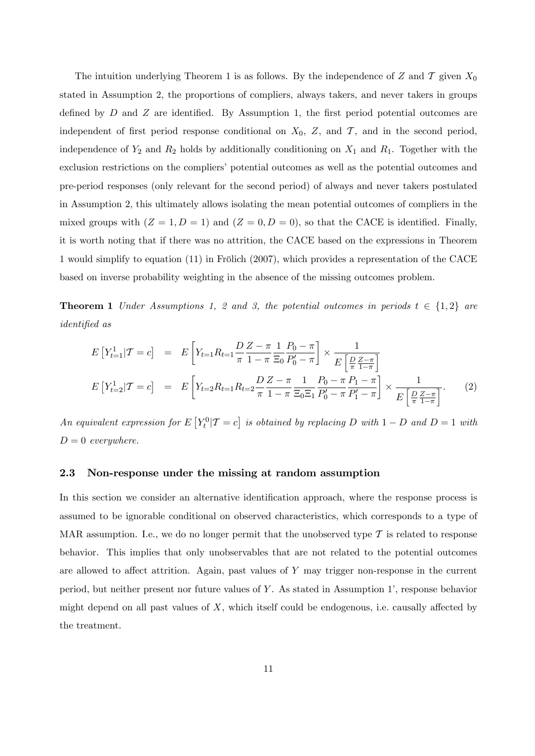The intuition underlying Theorem 1 is as follows. By the independence of $Z$ and $\mathcal{T}$ given $X_0$ stated in Assumption 2, the proportions of compliers, always takers, and never takers in groups defined by $D$ and $Z$ are identified. By Assumption 1, the first period potential outcomes are independent of first period response conditional on $X_0$, $Z$, and $\mathcal{T}$, and in the second period, independence of $Y_2$ and $R_2$ holds by additionally conditioning on $X_1$ and $R_1$. Together with the exclusion restrictions on the compliers' potential outcomes as well as the potential outcomes and pre-period responses (only relevant for the second period) of always and never takers postulated in Assumption 2, this ultimately allows isolating the mean potential outcomes of compliers in the mixed groups with $(Z = 1, D = 1)$ and $(Z = 0, D = 0)$, so that the CACE is identified. Finally, it is worth noting that if there was no attrition, the CACE based on the expressions in Theorem 1 would simplify to equation (11) in Frölich (2007), which provides a representation of the CACE based on inverse probability weighting in the absence of the missing outcomes problem.

**Theorem 1** *Under Assumptions 1, 2 and 3, the potential outcomes in periods $t \in \{1, 2\}$ are identified as*

$$
\begin{aligned}
E\left[Y^1_{t=1}|\mathcal{T}=c\right] &= E\left[Y_{t=1}R_{t=1}\frac{D}{\pi}\frac{Z-\pi}{1-\pi}\frac{1}{\Xi_0}\frac{P_0-\pi}{P'_0-\pi}\right]\times\frac{1}{E\left[\frac{D}{\pi}\frac{Z-\pi}{1-\pi}\right]} \\
E\left[Y^1_{t=2}|\mathcal{T}=c\right] &= E\left[Y_{t=2}R_{t=1}R_{t=2}\frac{D}{\pi}\frac{Z-\pi}{1-\pi}\frac{1}{\Xi_0\Xi_1}\frac{P_0-\pi}{P'_0-\pi}\frac{P_1-\pi}{P'_1-\pi}\right]\times\frac{1}{E\left[\frac{D}{\pi}\frac{Z-\pi}{1-\pi}\right]}. \qquad (2)
\end{aligned}
$$

*An equivalent expression for $E\left[Y^0_t|\mathcal{T}=c\right]$ is obtained by replacing $D$ with $1-D$ and $D=1$ with $D=0$ everywhere.*

### 2.3 Non-response under the missing at random assumption

In this section we consider an alternative identification approach, where the response process is assumed to be ignorable conditional on observed characteristics, which corresponds to a type of MAR assumption. I.e., we do no longer permit that the unobserved type $\mathcal{T}$ is related to response behavior. This implies that only unobservables that are not related to the potential outcomes are allowed to affect attrition. Again, past values of $Y$ may trigger non-response in the current period, but neither present nor future values of $Y$. As stated in Assumption 1', response behavior might depend on all past values of $X$, which itself could be endogenous, i.e. causally affected by the treatment.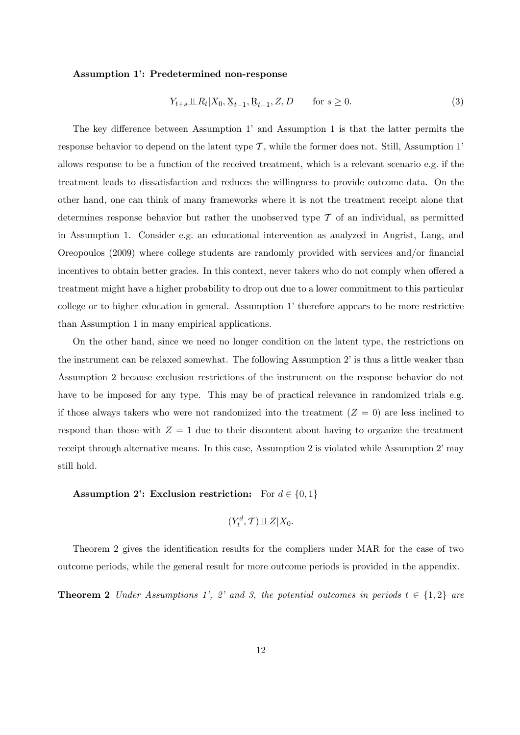**Assumption 1': Predetermined non-response**

$$Y_{t+s} \perp\!\!\!\perp R_t | X_0, \underline{X}_{t-1}, \underline{R}_{t-1}, Z, D \qquad \text{for } s \geq 0. \tag{3}$$

The key difference between Assumption 1' and Assumption 1 is that the latter permits the response behavior to depend on the latent type $\mathcal{T}$, while the former does not. Still, Assumption 1' allows response to be a function of the received treatment, which is a relevant scenario e.g. if the treatment leads to dissatisfaction and reduces the willingness to provide outcome data. On the other hand, one can think of many frameworks where it is not the treatment receipt alone that determines response behavior but rather the unobserved type $\mathcal{T}$ of an individual, as permitted in Assumption 1. Consider e.g. an educational intervention as analyzed in Angrist, Lang, and Oreopoulos (2009) where college students are randomly provided with services and/or financial incentives to obtain better grades. In this context, never takers who do not comply when offered a treatment might have a higher probability to drop out due to a lower commitment to this particular college or to higher education in general. Assumption 1' therefore appears to be more restrictive than Assumption 1 in many empirical applications.

On the other hand, since we need no longer condition on the latent type, the restrictions on the instrument can be relaxed somewhat. The following Assumption 2' is thus a little weaker than Assumption 2 because exclusion restrictions of the instrument on the response behavior do not have to be imposed for any type. This may be of practical relevance in randomized trials e.g. if those always takers who were not randomized into the treatment ($Z = 0$) are less inclined to respond than those with $Z = 1$ due to their discontent about having to organize the treatment receipt through alternative means. In this case, Assumption 2 is violated while Assumption 2' may still hold.

**Assumption 2': Exclusion restriction:** For $d \in \{0, 1\}$

$$(Y_t^d, \mathcal{T}) \perp\!\!\!\perp Z | X_0.$$

Theorem 2 gives the identification results for the compliers under MAR for the case of two outcome periods, while the general result for more outcome periods is provided in the appendix.

**Theorem 2** *Under Assumptions 1', 2' and 3, the potential outcomes in periods $t \in \{1, 2\}$ are*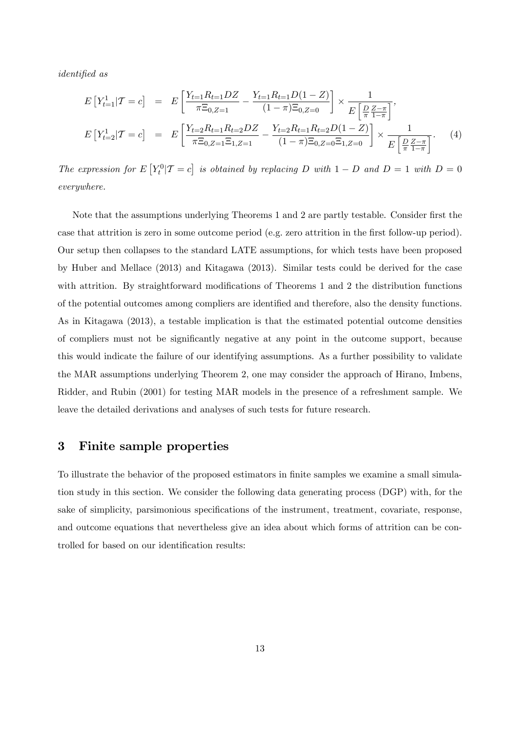*identified as*

$$
\begin{aligned}
E\left[Y^1_{t=1}|\mathcal{T}=c\right] &= E\left[\frac{Y_{t=1}R_{t=1}DZ}{\pi\Xi_{0,Z=1}} - \frac{Y_{t=1}R_{t=1}D(1-Z)}{(1-\pi)\Xi_{0,Z=0}}\right] \times \frac{1}{E\left[\frac{D}{\pi}\frac{Z-\pi}{1-\pi}\right]}, \\
E\left[Y^1_{t=2}|\mathcal{T}=c\right] &= E\left[\frac{Y_{t=2}R_{t=1}R_{t=2}DZ}{\pi\Xi_{0,Z=1}\Xi_{1,Z=1}} - \frac{Y_{t=2}R_{t=1}R_{t=2}D(1-Z)}{(1-\pi)\Xi_{0,Z=0}\Xi_{1,Z=0}}\right] \times \frac{1}{E\left[\frac{D}{\pi}\frac{Z-\pi}{1-\pi}\right]}. \qquad (4)
\end{aligned}
$$

*The expression for $E\left[Y^0_t|\mathcal{T}=c\right]$ is obtained by replacing $D$ with $1-D$ and $D=1$ with $D=0$ everywhere.*

Note that the assumptions underlying Theorems 1 and 2 are partly testable. Consider first the case that attrition is zero in some outcome period (e.g. zero attrition in the first follow-up period). Our setup then collapses to the standard LATE assumptions, for which tests have been proposed by Huber and Mellace (2013) and Kitagawa (2013). Similar tests could be derived for the case with attrition. By straightforward modifications of Theorems 1 and 2 the distribution functions of the potential outcomes among compliers are identified and therefore, also the density functions. As in Kitagawa (2013), a testable implication is that the estimated potential outcome densities of compliers must not be significantly negative at any point in the outcome support, because this would indicate the failure of our identifying assumptions. As a further possibility to validate the MAR assumptions underlying Theorem 2, one may consider the approach of Hirano, Imbens, Ridder, and Rubin (2001) for testing MAR models in the presence of a refreshment sample. We leave the detailed derivations and analyses of such tests for future research.

## 3 Finite sample properties

To illustrate the behavior of the proposed estimators in finite samples we examine a small simulation study in this section. We consider the following data generating process (DGP) with, for the sake of simplicity, parsimonious specifications of the instrument, treatment, covariate, response, and outcome equations that nevertheless give an idea about which forms of attrition can be controlled for based on our identification results: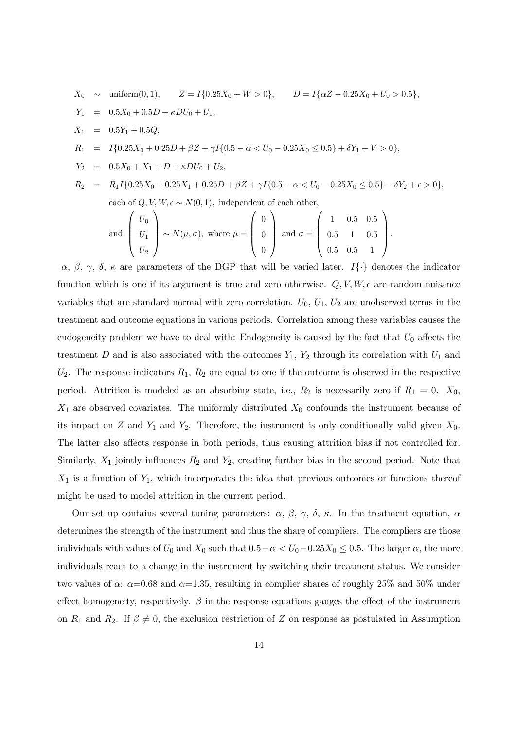$$
\begin{aligned}
X_0 &\sim \text{uniform}(0,1), \qquad Z = I\{0.25X_0 + W > 0\}, \qquad D = I\{\alpha Z - 0.25X_0 + U_0 > 0.5\},\\
Y_1 &= 0.5X_0 + 0.5D + \kappa D U_0 + U_1,\\
X_1 &= 0.5Y_1 + 0.5Q,\\
R_1 &= I\{0.25X_0 + 0.25D + \beta Z + \gamma I\{0.5 - \alpha < U_0 - 0.25X_0 \leq 0.5\} + \delta Y_1 + V > 0\},\\
Y_2 &= 0.5X_0 + X_1 + D + \kappa D U_0 + U_2,\\
R_2 &= R_1 I\{0.25X_0 + 0.25X_1 + 0.25D + \beta Z + \gamma I\{0.5 - \alpha < U_0 - 0.25X_0 \leq 0.5\} - \delta Y_2 + \epsilon > 0\},\\
&\quad \text{each of } Q, V, W, \epsilon \sim N(0,1), \text{ independent of each other,}\\
&\quad \text{and } \begin{pmatrix} U_0 \\ U_1 \\ U_2 \end{pmatrix} \sim N(\mu, \sigma), \text{ where } \mu = \begin{pmatrix} 0 \\ 0 \\ 0 \end{pmatrix} \text{ and } \sigma = \begin{pmatrix} 1 & 0.5 & 0.5 \\ 0.5 & 1 & 0.5 \\ 0.5 & 0.5 & 1 \end{pmatrix}.
\end{aligned}
$$

$\alpha$, $\beta$, $\gamma$, $\delta$, $\kappa$ are parameters of the DGP that will be varied later. $I\{\cdot\}$ denotes the indicator function which is one if its argument is true and zero otherwise. $Q, V, W, \epsilon$ are random nuisance variables that are standard normal with zero correlation. $U_0$, $U_1$, $U_2$ are unobserved terms in the treatment and outcome equations in various periods. Correlation among these variables causes the endogeneity problem we have to deal with: Endogeneity is caused by the fact that $U_0$ affects the treatment $D$ and is also associated with the outcomes $Y_1$, $Y_2$ through its correlation with $U_1$ and $U_2$. The response indicators $R_1$, $R_2$ are equal to one if the outcome is observed in the respective period. Attrition is modeled as an absorbing state, i.e., $R_2$ is necessarily zero if $R_1 = 0$. $X_0$, $X_1$ are observed covariates. The uniformly distributed $X_0$ confounds the instrument because of its impact on $Z$ and $Y_1$ and $Y_2$. Therefore, the instrument is only conditionally valid given $X_0$. The latter also affects response in both periods, thus causing attrition bias if not controlled for. Similarly, $X_1$ jointly influences $R_2$ and $Y_2$, creating further bias in the second period. Note that $X_1$ is a function of $Y_1$, which incorporates the idea that previous outcomes or functions thereof might be used to model attrition in the current period.

Our set up contains several tuning parameters: $\alpha$, $\beta$, $\gamma$, $\delta$, $\kappa$. In the treatment equation, $\alpha$ determines the strength of the instrument and thus the share of compliers. The compliers are those individuals with values of $U_0$ and $X_0$ such that $0.5 - \alpha < U_0 - 0.25X_0 \leq 0.5$. The larger $\alpha$, the more individuals react to a change in the instrument by switching their treatment status. We consider two values of $\alpha$: $\alpha$=0.68 and $\alpha$=1.35, resulting in complier shares of roughly 25% and 50% under effect homogeneity, respectively. $\beta$ in the response equations gauges the effect of the instrument on $R_1$ and $R_2$. If $\beta \neq 0$, the exclusion restriction of $Z$ on response as postulated in Assumption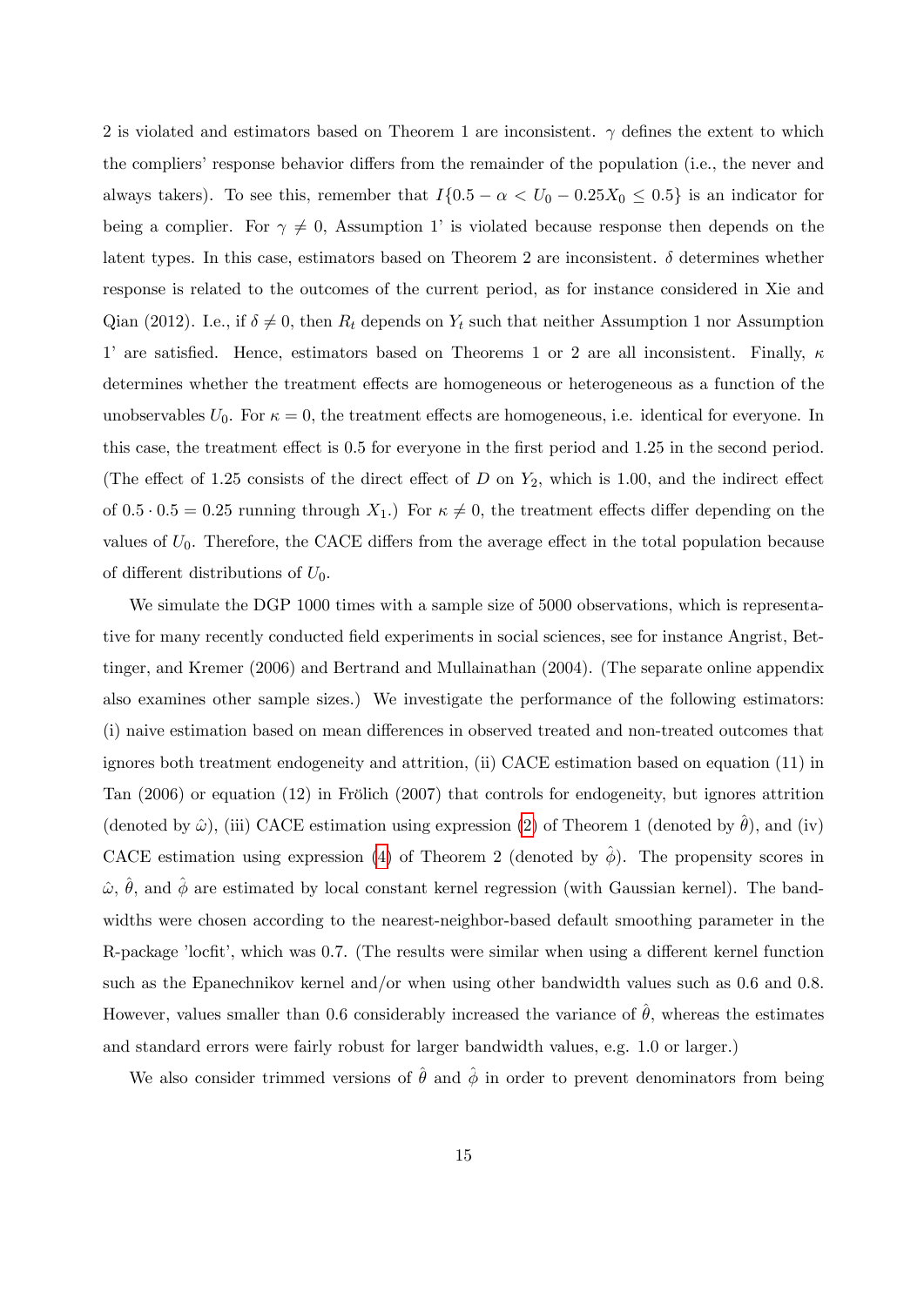2 is violated and estimators based on Theorem 1 are inconsistent. $\gamma$ defines the extent to which the compliers' response behavior differs from the remainder of the population (i.e., the never and always takers). To see this, remember that $I\{0.5 - \alpha < U_0 - 0.25X_0 \leq 0.5\}$ is an indicator for being a complier. For $\gamma \neq 0$, Assumption 1' is violated because response then depends on the latent types. In this case, estimators based on Theorem 2 are inconsistent. $\delta$ determines whether response is related to the outcomes of the current period, as for instance considered in Xie and Qian (2012). I.e., if $\delta \neq 0$, then $R_t$ depends on $Y_t$ such that neither Assumption 1 nor Assumption 1' are satisfied. Hence, estimators based on Theorems 1 or 2 are all inconsistent. Finally, $\kappa$ determines whether the treatment effects are homogeneous or heterogeneous as a function of the unobservables $U_0$. For $\kappa = 0$, the treatment effects are homogeneous, i.e. identical for everyone. In this case, the treatment effect is 0.5 for everyone in the first period and 1.25 in the second period. (The effect of 1.25 consists of the direct effect of $D$ on $Y_2$, which is 1.00, and the indirect effect of $0.5 \cdot 0.5 = 0.25$ running through $X_1$.) For $\kappa \neq 0$, the treatment effects differ depending on the values of $U_0$. Therefore, the CACE differs from the average effect in the total population because of different distributions of $U_0$.

We simulate the DGP 1000 times with a sample size of 5000 observations, which is representative for many recently conducted field experiments in social sciences, see for instance Angrist, Bettinger, and Kremer (2006) and Bertrand and Mullainathan (2004). (The separate online appendix also examines other sample sizes.) We investigate the performance of the following estimators: (i) naive estimation based on mean differences in observed treated and non-treated outcomes that ignores both treatment endogeneity and attrition, (ii) CACE estimation based on equation (11) in Tan (2006) or equation (12) in Frölich (2007) that controls for endogeneity, but ignores attrition (denoted by $\hat{\omega}$), (iii) CACE estimation using expression (2) of Theorem 1 (denoted by $\hat{\theta}$), and (iv) CACE estimation using expression (4) of Theorem 2 (denoted by $\hat{\phi}$). The propensity scores in $\hat{\omega}$, $\hat{\theta}$, and $\hat{\phi}$ are estimated by local constant kernel regression (with Gaussian kernel). The bandwidths were chosen according to the nearest-neighbor-based default smoothing parameter in the R-package 'locfit', which was 0.7. (The results were similar when using a different kernel function such as the Epanechnikov kernel and/or when using other bandwidth values such as 0.6 and 0.8. However, values smaller than 0.6 considerably increased the variance of $\hat{\theta}$, whereas the estimates and standard errors were fairly robust for larger bandwidth values, e.g. 1.0 or larger.)

We also consider trimmed versions of $\hat{\theta}$ and $\hat{\phi}$ in order to prevent denominators from being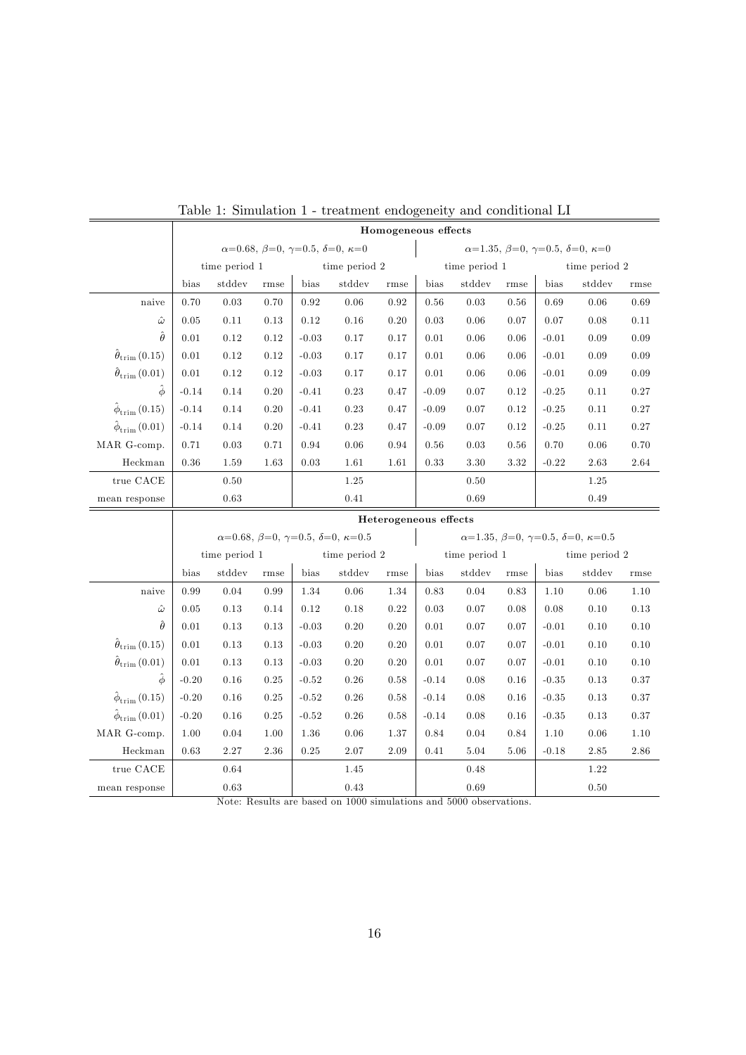Table 1: Simulation 1 - treatment endogeneity and conditional LI

| | **Homogeneous effects** | | | | | | | | | | | |
|---|---|---|---|---|---|---|---|---|---|---|---|---|
| | $\alpha$=0.68, $\beta$=0, $\gamma$=0.5, $\delta$=0, $\kappa$=0 | | | | | | $\alpha$=1.35, $\beta$=0, $\gamma$=0.5, $\delta$=0, $\kappa$=0 | | | | | |
| | time period 1 | | | time period 2 | | | time period 1 | | | time period 2 | | |
| | bias | stddev | rmse | bias | stddev | rmse | bias | stddev | rmse | bias | stddev | rmse |
| naive | 0.70 | 0.03 | 0.70 | 0.92 | 0.06 | 0.92 | 0.56 | 0.03 | 0.56 | 0.69 | 0.06 | 0.69 |
| $\hat{\omega}$ | 0.05 | 0.11 | 0.13 | 0.12 | 0.16 | 0.20 | 0.03 | 0.06 | 0.07 | 0.07 | 0.08 | 0.11 |
| $\hat{\theta}$ | 0.01 | 0.12 | 0.12 | -0.03 | 0.17 | 0.17 | 0.01 | 0.06 | 0.06 | -0.01 | 0.09 | 0.09 |
| $\hat{\theta}_{\text{trim}}(0.15)$ | 0.01 | 0.12 | 0.12 | -0.03 | 0.17 | 0.17 | 0.01 | 0.06 | 0.06 | -0.01 | 0.09 | 0.09 |
| $\hat{\theta}_{\text{trim}}(0.01)$ | 0.01 | 0.12 | 0.12 | -0.03 | 0.17 | 0.17 | 0.01 | 0.06 | 0.06 | -0.01 | 0.09 | 0.09 |
| $\hat{\phi}$ | -0.14 | 0.14 | 0.20 | -0.41 | 0.23 | 0.47 | -0.09 | 0.07 | 0.12 | -0.25 | 0.11 | 0.27 |
| $\hat{\phi}_{\text{trim}}(0.15)$ | -0.14 | 0.14 | 0.20 | -0.41 | 0.23 | 0.47 | -0.09 | 0.07 | 0.12 | -0.25 | 0.11 | 0.27 |
| $\hat{\phi}_{\text{trim}}(0.01)$ | -0.14 | 0.14 | 0.20 | -0.41 | 0.23 | 0.47 | -0.09 | 0.07 | 0.12 | -0.25 | 0.11 | 0.27 |
| MAR G-comp. | 0.71 | 0.03 | 0.71 | 0.94 | 0.06 | 0.94 | 0.56 | 0.03 | 0.56 | 0.70 | 0.06 | 0.70 |
| Heckman | 0.36 | 1.59 | 1.63 | 0.03 | 1.61 | 1.61 | 0.33 | 3.30 | 3.32 | -0.22 | 2.63 | 2.64 |
| true CACE | | 0.50 | | | 1.25 | | | 0.50 | | | 1.25 | |
| mean response | | 0.63 | | | 0.41 | | | 0.69 | | | 0.49 | |
| | **Heterogeneous effects** | | | | | | | | | | | |
| | $\alpha$=0.68, $\beta$=0, $\gamma$=0.5, $\delta$=0, $\kappa$=0.5 | | | | | | $\alpha$=1.35, $\beta$=0, $\gamma$=0.5, $\delta$=0, $\kappa$=0.5 | | | | | |
| | time period 1 | | | time period 2 | | | time period 1 | | | time period 2 | | |
| | bias | stddev | rmse | bias | stddev | rmse | bias | stddev | rmse | bias | stddev | rmse |
| naive | 0.99 | 0.04 | 0.99 | 1.34 | 0.06 | 1.34 | 0.83 | 0.04 | 0.83 | 1.10 | 0.06 | 1.10 |
| $\hat{\omega}$ | 0.05 | 0.13 | 0.14 | 0.12 | 0.18 | 0.22 | 0.03 | 0.07 | 0.08 | 0.08 | 0.10 | 0.13 |
| $\hat{\theta}$ | 0.01 | 0.13 | 0.13 | -0.03 | 0.20 | 0.20 | 0.01 | 0.07 | 0.07 | -0.01 | 0.10 | 0.10 |
| $\hat{\theta}_{\text{trim}}(0.15)$ | 0.01 | 0.13 | 0.13 | -0.03 | 0.20 | 0.20 | 0.01 | 0.07 | 0.07 | -0.01 | 0.10 | 0.10 |
| $\hat{\theta}_{\text{trim}}(0.01)$ | 0.01 | 0.13 | 0.13 | -0.03 | 0.20 | 0.20 | 0.01 | 0.07 | 0.07 | -0.01 | 0.10 | 0.10 |
| $\hat{\phi}$ | -0.20 | 0.16 | 0.25 | -0.52 | 0.26 | 0.58 | -0.14 | 0.08 | 0.16 | -0.35 | 0.13 | 0.37 |
| $\hat{\phi}_{\text{trim}}(0.15)$ | -0.20 | 0.16 | 0.25 | -0.52 | 0.26 | 0.58 | -0.14 | 0.08 | 0.16 | -0.35 | 0.13 | 0.37 |
| $\hat{\phi}_{\text{trim}}(0.01)$ | -0.20 | 0.16 | 0.25 | -0.52 | 0.26 | 0.58 | -0.14 | 0.08 | 0.16 | -0.35 | 0.13 | 0.37 |
| MAR G-comp. | 1.00 | 0.04 | 1.00 | 1.36 | 0.06 | 1.37 | 0.84 | 0.04 | 0.84 | 1.10 | 0.06 | 1.10 |
| Heckman | 0.63 | 2.27 | 2.36 | 0.25 | 2.07 | 2.09 | 0.41 | 5.04 | 5.06 | -0.18 | 2.85 | 2.86 |
| true CACE | | 0.64 | | | 1.45 | | | 0.48 | | | 1.22 | |
| mean response | | 0.63 | | | 0.43 | | | 0.69 | | | 0.50 | |

Note: Results are based on 1000 simulations and 5000 observations.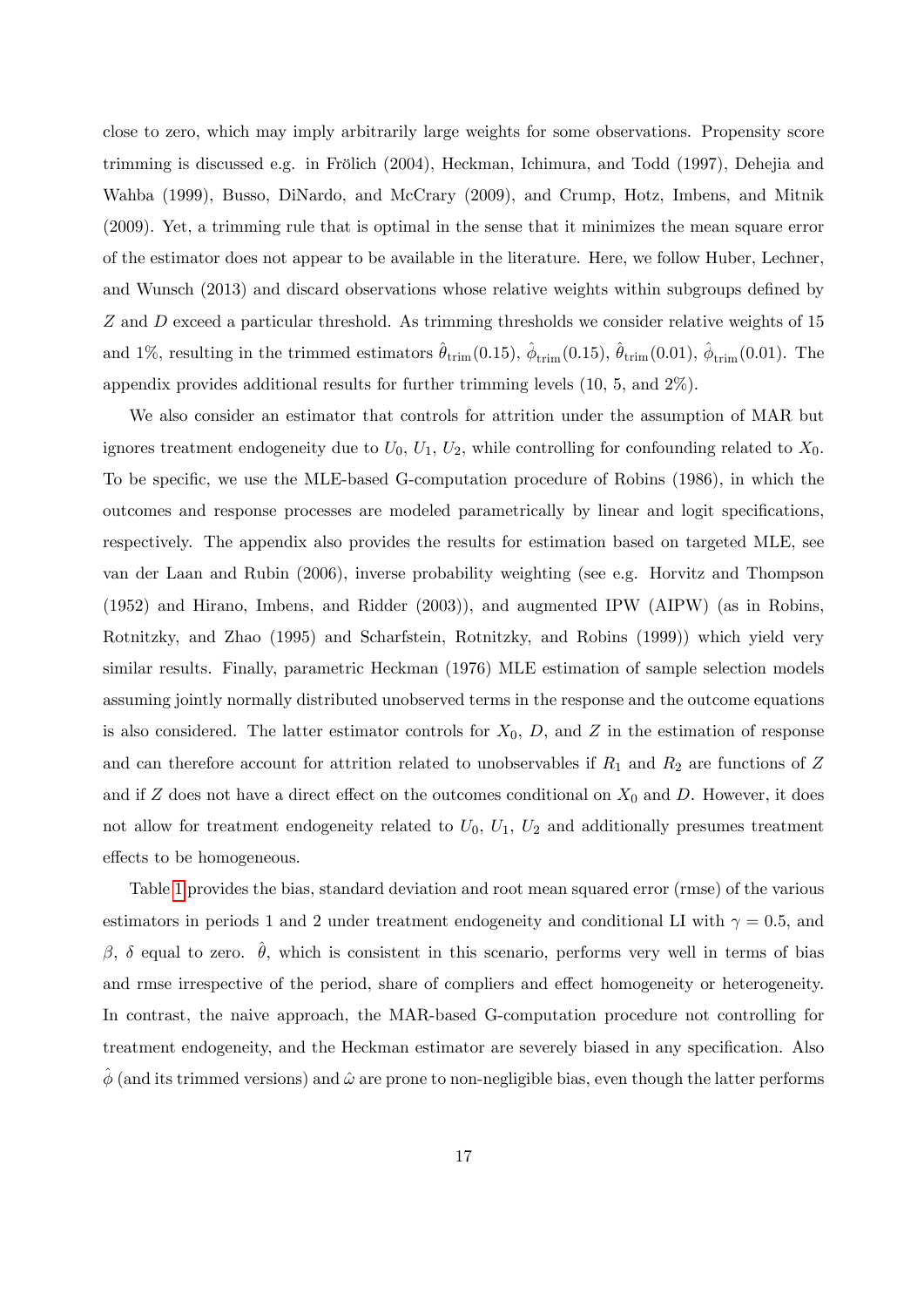close to zero, which may imply arbitrarily large weights for some observations. Propensity score trimming is discussed e.g. in Frölich (2004), Heckman, Ichimura, and Todd (1997), Dehejia and Wahba (1999), Busso, DiNardo, and McCrary (2009), and Crump, Hotz, Imbens, and Mitnik (2009). Yet, a trimming rule that is optimal in the sense that it minimizes the mean square error of the estimator does not appear to be available in the literature. Here, we follow Huber, Lechner, and Wunsch (2013) and discard observations whose relative weights within subgroups defined by $Z$ and $D$ exceed a particular threshold. As trimming thresholds we consider relative weights of 15 and 1%, resulting in the trimmed estimators $\hat{\theta}_{\text{trim}}(0.15)$, $\hat{\phi}_{\text{trim}}(0.15)$, $\hat{\theta}_{\text{trim}}(0.01)$, $\hat{\phi}_{\text{trim}}(0.01)$. The appendix provides additional results for further trimming levels (10, 5, and 2%).

We also consider an estimator that controls for attrition under the assumption of MAR but ignores treatment endogeneity due to $U_0$, $U_1$, $U_2$, while controlling for confounding related to $X_0$. To be specific, we use the MLE-based G-computation procedure of Robins (1986), in which the outcomes and response processes are modeled parametrically by linear and logit specifications, respectively. The appendix also provides the results for estimation based on targeted MLE, see van der Laan and Rubin (2006), inverse probability weighting (see e.g. Horvitz and Thompson (1952) and Hirano, Imbens, and Ridder (2003)), and augmented IPW (AIPW) (as in Robins, Rotnitzky, and Zhao (1995) and Scharfstein, Rotnitzky, and Robins (1999)) which yield very similar results. Finally, parametric Heckman (1976) MLE estimation of sample selection models assuming jointly normally distributed unobserved terms in the response and the outcome equations is also considered. The latter estimator controls for $X_0$, $D$, and $Z$ in the estimation of response and can therefore account for attrition related to unobservables if $R_1$ and $R_2$ are functions of $Z$ and if $Z$ does not have a direct effect on the outcomes conditional on $X_0$ and $D$. However, it does not allow for treatment endogeneity related to $U_0$, $U_1$, $U_2$ and additionally presumes treatment effects to be homogeneous.

Table 1 provides the bias, standard deviation and root mean squared error (rmse) of the various estimators in periods 1 and 2 under treatment endogeneity and conditional LI with $\gamma = 0.5$, and $\beta$, $\delta$ equal to zero. $\hat{\theta}$, which is consistent in this scenario, performs very well in terms of bias and rmse irrespective of the period, share of compliers and effect homogeneity or heterogeneity. In contrast, the naive approach, the MAR-based G-computation procedure not controlling for treatment endogeneity, and the Heckman estimator are severely biased in any specification. Also $\hat{\phi}$ (and its trimmed versions) and $\hat{\omega}$ are prone to non-negligible bias, even though the latter performs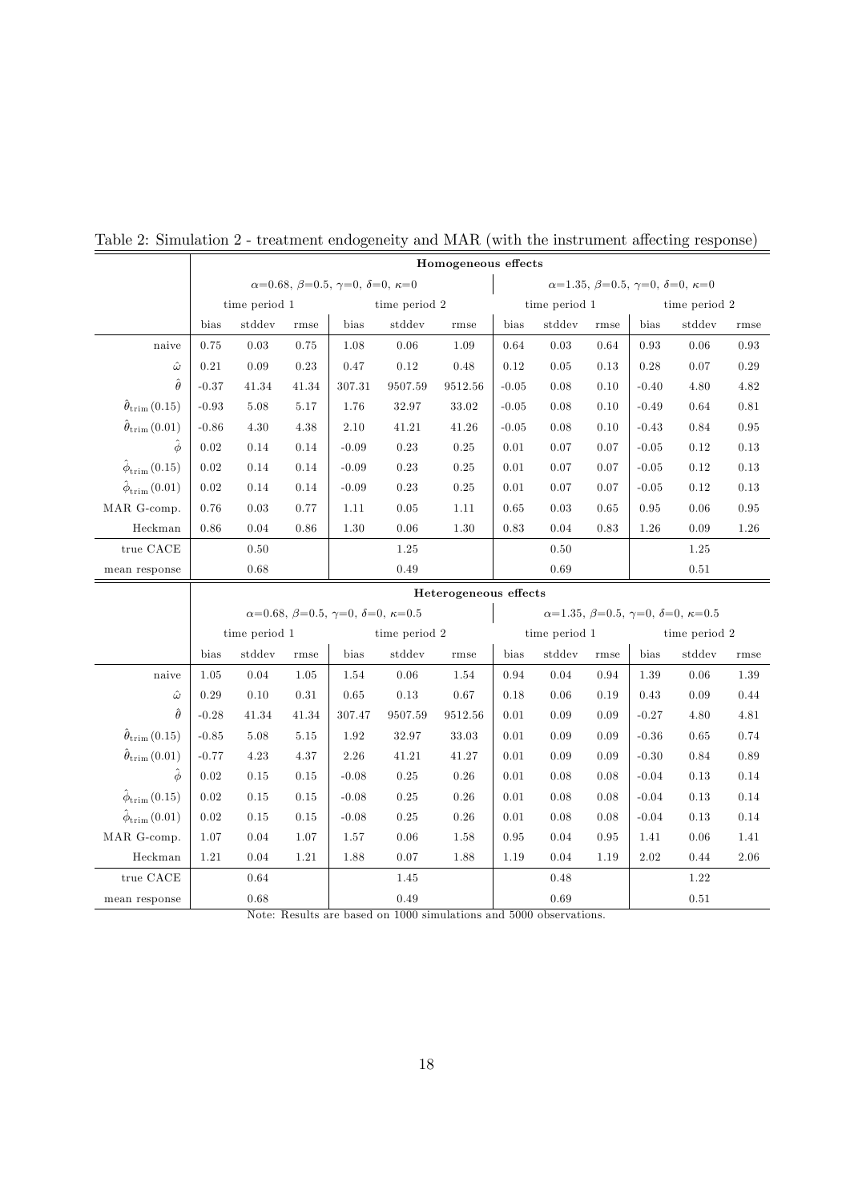Table 2: Simulation 2 - treatment endogeneity and MAR (with the instrument affecting response)

| | **Homogeneous effects** | | | | | | | | | | | |
|---|---|---|---|---|---|---|---|---|---|---|---|---|
| | $\alpha$=0.68, $\beta$=0.5, $\gamma$=0, $\delta$=0, $\kappa$=0 | | | | | | $\alpha$=1.35, $\beta$=0.5, $\gamma$=0, $\delta$=0, $\kappa$=0 | | | | | |
| | time period 1 | | | time period 2 | | | time period 1 | | | time period 2 | | |
| | bias | stddev | rmse | bias | stddev | rmse | bias | stddev | rmse | bias | stddev | rmse |
| naive | 0.75 | 0.03 | 0.75 | 1.08 | 0.06 | 1.09 | 0.64 | 0.03 | 0.64 | 0.93 | 0.06 | 0.93 |
| $\hat{\omega}$ | 0.21 | 0.09 | 0.23 | 0.47 | 0.12 | 0.48 | 0.12 | 0.05 | 0.13 | 0.28 | 0.07 | 0.29 |
| $\hat{\theta}$ | -0.37 | 41.34 | 41.34 | 307.31 | 9507.59 | 9512.56 | -0.05 | 0.08 | 0.10 | -0.40 | 4.80 | 4.82 |
| $\hat{\theta}_{\text{trim}}(0.15)$ | -0.93 | 5.08 | 5.17 | 1.76 | 32.97 | 33.02 | -0.05 | 0.08 | 0.10 | -0.49 | 0.64 | 0.81 |
| $\hat{\theta}_{\text{trim}}(0.01)$ | -0.86 | 4.30 | 4.38 | 2.10 | 41.21 | 41.26 | -0.05 | 0.08 | 0.10 | -0.43 | 0.84 | 0.95 |
| $\hat{\phi}$ | 0.02 | 0.14 | 0.14 | -0.09 | 0.23 | 0.25 | 0.01 | 0.07 | 0.07 | -0.05 | 0.12 | 0.13 |
| $\hat{\phi}_{\text{trim}}(0.15)$ | 0.02 | 0.14 | 0.14 | -0.09 | 0.23 | 0.25 | 0.01 | 0.07 | 0.07 | -0.05 | 0.12 | 0.13 |
| $\hat{\phi}_{\text{trim}}(0.01)$ | 0.02 | 0.14 | 0.14 | -0.09 | 0.23 | 0.25 | 0.01 | 0.07 | 0.07 | -0.05 | 0.12 | 0.13 |
| MAR G-comp. | 0.76 | 0.03 | 0.77 | 1.11 | 0.05 | 1.11 | 0.65 | 0.03 | 0.65 | 0.95 | 0.06 | 0.95 |
| Heckman | 0.86 | 0.04 | 0.86 | 1.30 | 0.06 | 1.30 | 0.83 | 0.04 | 0.83 | 1.26 | 0.09 | 1.26 |
| true CACE | | 0.50 | | | 1.25 | | | 0.50 | | | 1.25 | |
| mean response | | 0.68 | | | 0.49 | | | 0.69 | | | 0.51 | |
| | **Heterogeneous effects** | | | | | | | | | | | |
| | $\alpha$=0.68, $\beta$=0.5, $\gamma$=0, $\delta$=0, $\kappa$=0.5 | | | | | | $\alpha$=1.35, $\beta$=0.5, $\gamma$=0, $\delta$=0, $\kappa$=0.5 | | | | | |
| | time period 1 | | | time period 2 | | | time period 1 | | | time period 2 | | |
| | bias | stddev | rmse | bias | stddev | rmse | bias | stddev | rmse | bias | stddev | rmse |
| naive | 1.05 | 0.04 | 1.05 | 1.54 | 0.06 | 1.54 | 0.94 | 0.04 | 0.94 | 1.39 | 0.06 | 1.39 |
| $\hat{\omega}$ | 0.29 | 0.10 | 0.31 | 0.65 | 0.13 | 0.67 | 0.18 | 0.06 | 0.19 | 0.43 | 0.09 | 0.44 |
| $\hat{\theta}$ | -0.28 | 41.34 | 41.34 | 307.47 | 9507.59 | 9512.56 | 0.01 | 0.09 | 0.09 | -0.27 | 4.80 | 4.81 |
| $\hat{\theta}_{\text{trim}}(0.15)$ | -0.85 | 5.08 | 5.15 | 1.92 | 32.97 | 33.03 | 0.01 | 0.09 | 0.09 | -0.36 | 0.65 | 0.74 |
| $\hat{\theta}_{\text{trim}}(0.01)$ | -0.77 | 4.23 | 4.37 | 2.26 | 41.21 | 41.27 | 0.01 | 0.09 | 0.09 | -0.30 | 0.84 | 0.89 |
| $\hat{\phi}$ | 0.02 | 0.15 | 0.15 | -0.08 | 0.25 | 0.26 | 0.01 | 0.08 | 0.08 | -0.04 | 0.13 | 0.14 |
| $\hat{\phi}_{\text{trim}}(0.15)$ | 0.02 | 0.15 | 0.15 | -0.08 | 0.25 | 0.26 | 0.01 | 0.08 | 0.08 | -0.04 | 0.13 | 0.14 |
| $\hat{\phi}_{\text{trim}}(0.01)$ | 0.02 | 0.15 | 0.15 | -0.08 | 0.25 | 0.26 | 0.01 | 0.08 | 0.08 | -0.04 | 0.13 | 0.14 |
| MAR G-comp. | 1.07 | 0.04 | 1.07 | 1.57 | 0.06 | 1.58 | 0.95 | 0.04 | 0.95 | 1.41 | 0.06 | 1.41 |
| Heckman | 1.21 | 0.04 | 1.21 | 1.88 | 0.07 | 1.88 | 1.19 | 0.04 | 1.19 | 2.02 | 0.44 | 2.06 |
| true CACE | | 0.64 | | | 1.45 | | | 0.48 | | | 1.22 | |
| mean response | | 0.68 | | | 0.49 | | | 0.69 | | | 0.51 | |

Note: Results are based on 1000 simulations and 5000 observations.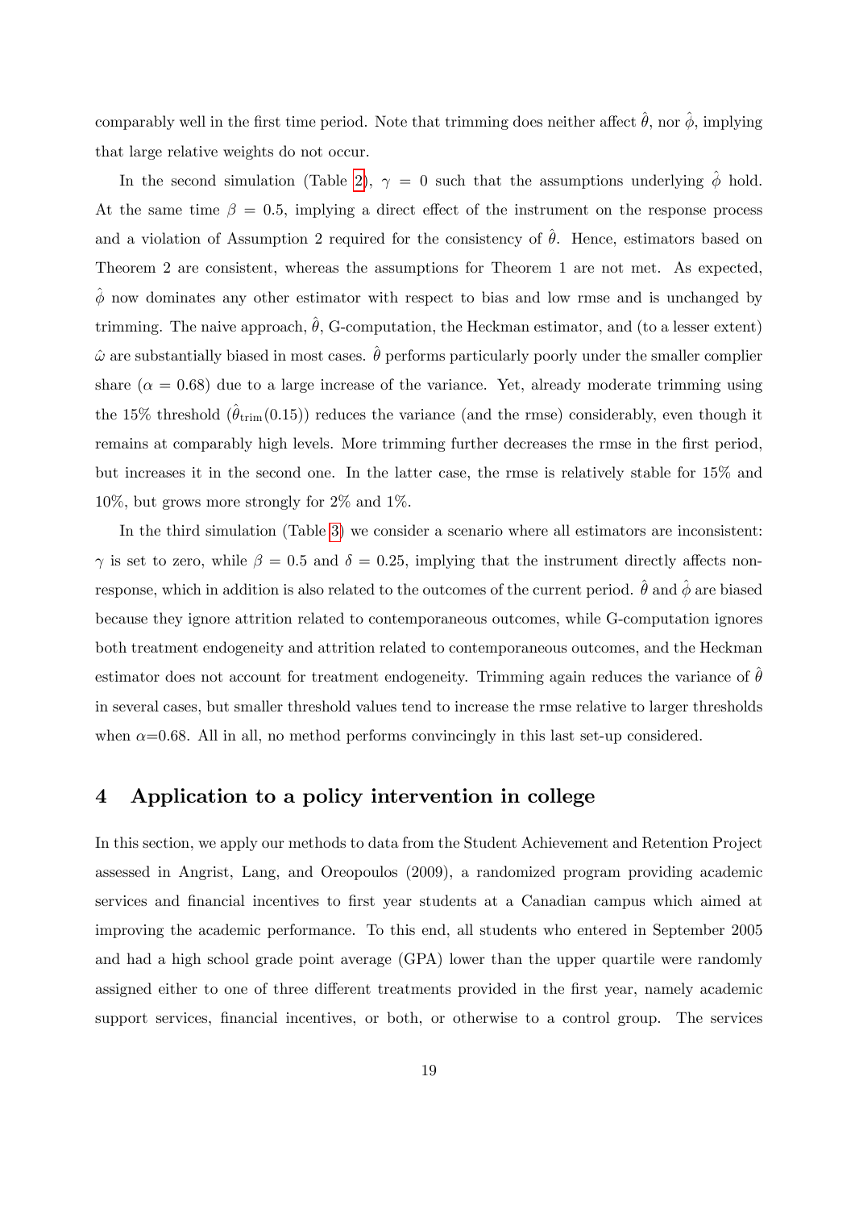comparably well in the first time period. Note that trimming does neither affect $\hat{\theta}$, nor $\hat{\phi}$, implying that large relative weights do not occur.

In the second simulation (Table 2), $\gamma = 0$ such that the assumptions underlying $\hat{\phi}$ hold. At the same time $\beta = 0.5$, implying a direct effect of the instrument on the response process and a violation of Assumption 2 required for the consistency of $\hat{\theta}$. Hence, estimators based on Theorem 2 are consistent, whereas the assumptions for Theorem 1 are not met. As expected, $\hat{\phi}$ now dominates any other estimator with respect to bias and low rmse and is unchanged by trimming. The naive approach, $\hat{\theta}$, G-computation, the Heckman estimator, and (to a lesser extent) $\hat{\omega}$ are substantially biased in most cases. $\hat{\theta}$ performs particularly poorly under the smaller complier share ($\alpha = 0.68$) due to a large increase of the variance. Yet, already moderate trimming using the 15% threshold ($\hat{\theta}_{\text{trim}}(0.15)$) reduces the variance (and the rmse) considerably, even though it remains at comparably high levels. More trimming further decreases the rmse in the first period, but increases it in the second one. In the latter case, the rmse is relatively stable for 15% and 10%, but grows more strongly for 2% and 1%.

In the third simulation (Table 3) we consider a scenario where all estimators are inconsistent: $\gamma$ is set to zero, while $\beta = 0.5$ and $\delta = 0.25$, implying that the instrument directly affects non-response, which in addition is also related to the outcomes of the current period. $\hat{\theta}$ and $\hat{\phi}$ are biased because they ignore attrition related to contemporaneous outcomes, while G-computation ignores both treatment endogeneity and attrition related to contemporaneous outcomes, and the Heckman estimator does not account for treatment endogeneity. Trimming again reduces the variance of $\hat{\theta}$ in several cases, but smaller threshold values tend to increase the rmse relative to larger thresholds when $\alpha$=0.68. All in all, no method performs convincingly in this last set-up considered.

## 4 Application to a policy intervention in college

In this section, we apply our methods to data from the Student Achievement and Retention Project assessed in Angrist, Lang, and Oreopoulos (2009), a randomized program providing academic services and financial incentives to first year students at a Canadian campus which aimed at improving the academic performance. To this end, all students who entered in September 2005 and had a high school grade point average (GPA) lower than the upper quartile were randomly assigned either to one of three different treatments provided in the first year, namely academic support services, financial incentives, or both, or otherwise to a control group. The services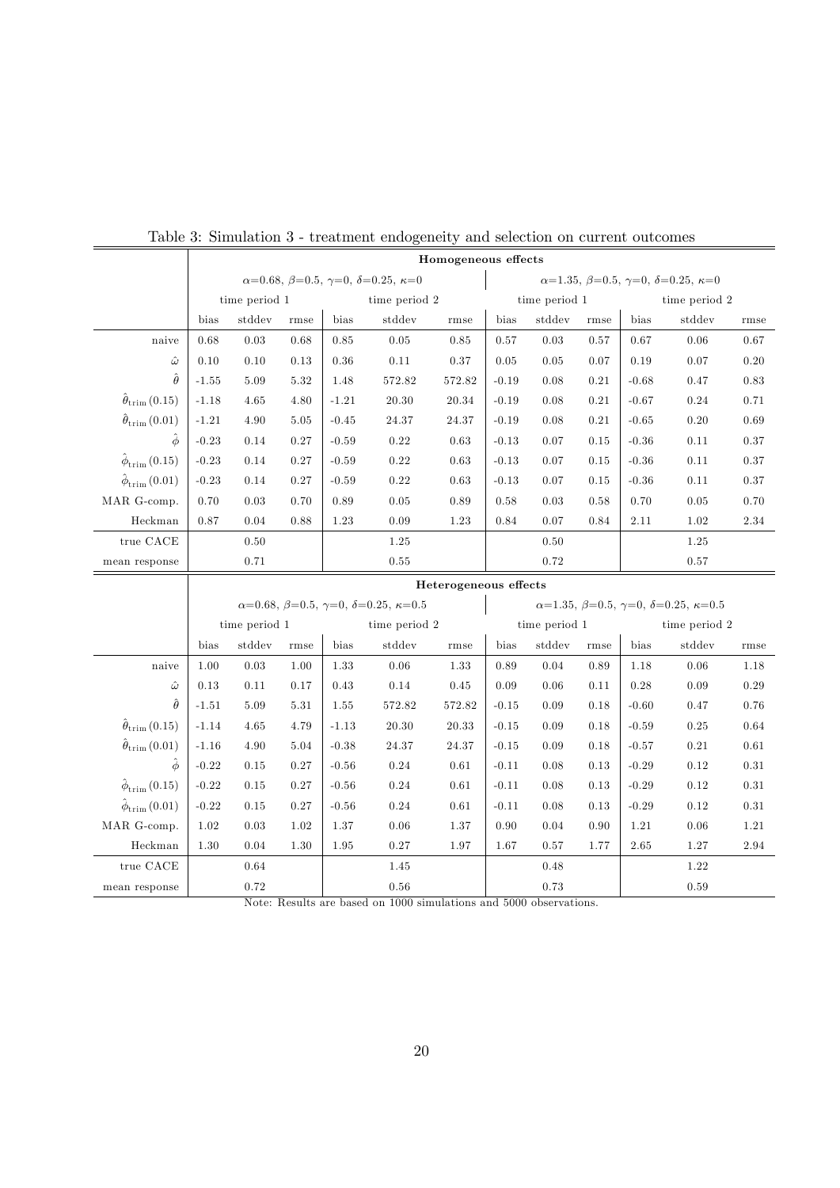Table 3: Simulation 3 - treatment endogeneity and selection on current outcomes

| | **Homogeneous effects** | | | | | | | | | | | |
|---|---|---|---|---|---|---|---|---|---|---|---|---|
| | $\alpha$=0.68, $\beta$=0.5, $\gamma$=0, $\delta$=0.25, $\kappa$=0 | | | | | | $\alpha$=1.35, $\beta$=0.5, $\gamma$=0, $\delta$=0.25, $\kappa$=0 | | | | | |
| | time period 1 | | | time period 2 | | | time period 1 | | | time period 2 | | |
| | bias | stddev | rmse | bias | stddev | rmse | bias | stddev | rmse | bias | stddev | rmse |
| naive | 0.68 | 0.03 | 0.68 | 0.85 | 0.05 | 0.85 | 0.57 | 0.03 | 0.57 | 0.67 | 0.06 | 0.67 |
| $\hat{\omega}$ | 0.10 | 0.10 | 0.13 | 0.36 | 0.11 | 0.37 | 0.05 | 0.05 | 0.07 | 0.19 | 0.07 | 0.20 |
| $\hat{\theta}$ | -1.55 | 5.09 | 5.32 | 1.48 | 572.82 | 572.82 | -0.19 | 0.08 | 0.21 | -0.68 | 0.47 | 0.83 |
| $\hat{\theta}_{\text{trim}}(0.15)$ | -1.18 | 4.65 | 4.80 | -1.21 | 20.30 | 20.34 | -0.19 | 0.08 | 0.21 | -0.67 | 0.24 | 0.71 |
| $\hat{\theta}_{\text{trim}}(0.01)$ | -1.21 | 4.90 | 5.05 | -0.45 | 24.37 | 24.37 | -0.19 | 0.08 | 0.21 | -0.65 | 0.20 | 0.69 |
| $\hat{\phi}$ | -0.23 | 0.14 | 0.27 | -0.59 | 0.22 | 0.63 | -0.13 | 0.07 | 0.15 | -0.36 | 0.11 | 0.37 |
| $\hat{\phi}_{\text{trim}}(0.15)$ | -0.23 | 0.14 | 0.27 | -0.59 | 0.22 | 0.63 | -0.13 | 0.07 | 0.15 | -0.36 | 0.11 | 0.37 |
| $\hat{\phi}_{\text{trim}}(0.01)$ | -0.23 | 0.14 | 0.27 | -0.59 | 0.22 | 0.63 | -0.13 | 0.07 | 0.15 | -0.36 | 0.11 | 0.37 |
| MAR G-comp. | 0.70 | 0.03 | 0.70 | 0.89 | 0.05 | 0.89 | 0.58 | 0.03 | 0.58 | 0.70 | 0.05 | 0.70 |
| Heckman | 0.87 | 0.04 | 0.88 | 1.23 | 0.09 | 1.23 | 0.84 | 0.07 | 0.84 | 2.11 | 1.02 | 2.34 |
| true CACE | | 0.50 | | | 1.25 | | | 0.50 | | | 1.25 | |
| mean response | | 0.71 | | | 0.55 | | | 0.72 | | | 0.57 | |
| | **Heterogeneous effects** | | | | | | | | | | | |
| | $\alpha$=0.68, $\beta$=0.5, $\gamma$=0, $\delta$=0.25, $\kappa$=0.5 | | | | | | $\alpha$=1.35, $\beta$=0.5, $\gamma$=0, $\delta$=0.25, $\kappa$=0.5 | | | | | |
| | time period 1 | | | time period 2 | | | time period 1 | | | time period 2 | | |
| | bias | stddev | rmse | bias | stddev | rmse | bias | stddev | rmse | bias | stddev | rmse |
| naive | 1.00 | 0.03 | 1.00 | 1.33 | 0.06 | 1.33 | 0.89 | 0.04 | 0.89 | 1.18 | 0.06 | 1.18 |
| $\hat{\omega}$ | 0.13 | 0.11 | 0.17 | 0.43 | 0.14 | 0.45 | 0.09 | 0.06 | 0.11 | 0.28 | 0.09 | 0.29 |
| $\hat{\theta}$ | -1.51 | 5.09 | 5.31 | 1.55 | 572.82 | 572.82 | -0.15 | 0.09 | 0.18 | -0.60 | 0.47 | 0.76 |
| $\hat{\theta}_{\text{trim}}(0.15)$ | -1.14 | 4.65 | 4.79 | -1.13 | 20.30 | 20.33 | -0.15 | 0.09 | 0.18 | -0.59 | 0.25 | 0.64 |
| $\hat{\theta}_{\text{trim}}(0.01)$ | -1.16 | 4.90 | 5.04 | -0.38 | 24.37 | 24.37 | -0.15 | 0.09 | 0.18 | -0.57 | 0.21 | 0.61 |
| $\hat{\phi}$ | -0.22 | 0.15 | 0.27 | -0.56 | 0.24 | 0.61 | -0.11 | 0.08 | 0.13 | -0.29 | 0.12 | 0.31 |
| $\hat{\phi}_{\text{trim}}(0.15)$ | -0.22 | 0.15 | 0.27 | -0.56 | 0.24 | 0.61 | -0.11 | 0.08 | 0.13 | -0.29 | 0.12 | 0.31 |
| $\hat{\phi}_{\text{trim}}(0.01)$ | -0.22 | 0.15 | 0.27 | -0.56 | 0.24 | 0.61 | -0.11 | 0.08 | 0.13 | -0.29 | 0.12 | 0.31 |
| MAR G-comp. | 1.02 | 0.03 | 1.02 | 1.37 | 0.06 | 1.37 | 0.90 | 0.04 | 0.90 | 1.21 | 0.06 | 1.21 |
| Heckman | 1.30 | 0.04 | 1.30 | 1.95 | 0.27 | 1.97 | 1.67 | 0.57 | 1.77 | 2.65 | 1.27 | 2.94 |
| true CACE | | 0.64 | | | 1.45 | | | 0.48 | | | 1.22 | |
| mean response | | 0.72 | | | 0.56 | | | 0.73 | | | 0.59 | |

Note: Results are based on 1000 simulations and 5000 observations.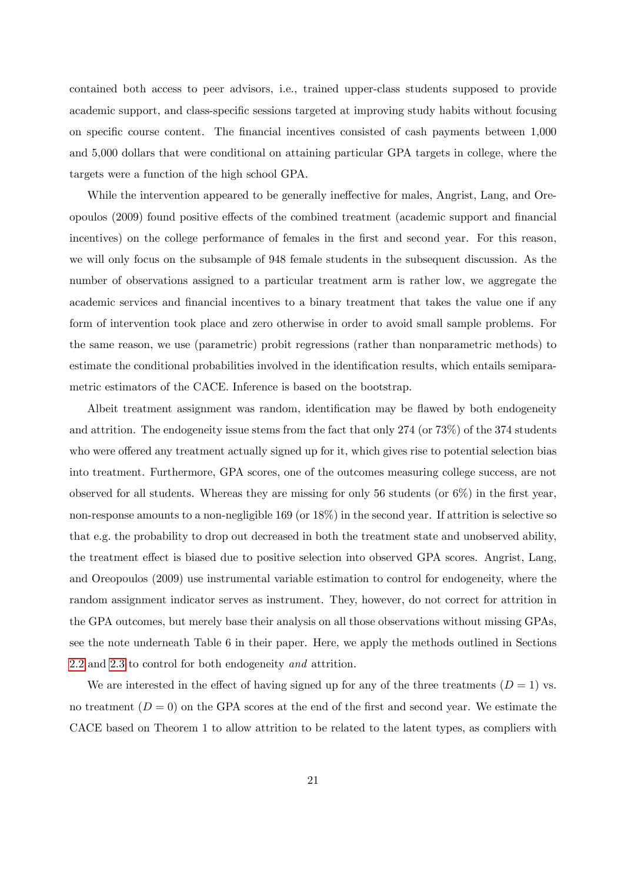contained both access to peer advisors, i.e., trained upper-class students supposed to provide academic support, and class-specific sessions targeted at improving study habits without focusing on specific course content. The financial incentives consisted of cash payments between 1,000 and 5,000 dollars that were conditional on attaining particular GPA targets in college, where the targets were a function of the high school GPA.

While the intervention appeared to be generally ineffective for males, Angrist, Lang, and Oreopoulos (2009) found positive effects of the combined treatment (academic support and financial incentives) on the college performance of females in the first and second year. For this reason, we will only focus on the subsample of 948 female students in the subsequent discussion. As the number of observations assigned to a particular treatment arm is rather low, we aggregate the academic services and financial incentives to a binary treatment that takes the value one if any form of intervention took place and zero otherwise in order to avoid small sample problems. For the same reason, we use (parametric) probit regressions (rather than nonparametric methods) to estimate the conditional probabilities involved in the identification results, which entails semiparametric estimators of the CACE. Inference is based on the bootstrap.

Albeit treatment assignment was random, identification may be flawed by both endogeneity and attrition. The endogeneity issue stems from the fact that only 274 (or 73%) of the 374 students who were offered any treatment actually signed up for it, which gives rise to potential selection bias into treatment. Furthermore, GPA scores, one of the outcomes measuring college success, are not observed for all students. Whereas they are missing for only 56 students (or 6%) in the first year, non-response amounts to a non-negligible 169 (or 18%) in the second year. If attrition is selective so that e.g. the probability to drop out decreased in both the treatment state and unobserved ability, the treatment effect is biased due to positive selection into observed GPA scores. Angrist, Lang, and Oreopoulos (2009) use instrumental variable estimation to control for endogeneity, where the random assignment indicator serves as instrument. They, however, do not correct for attrition in the GPA outcomes, but merely base their analysis on all those observations without missing GPAs, see the note underneath Table 6 in their paper. Here, we apply the methods outlined in Sections 2.2 and 2.3 to control for both endogeneity *and* attrition.

We are interested in the effect of having signed up for any of the three treatments ($D = 1$) vs. no treatment ($D = 0$) on the GPA scores at the end of the first and second year. We estimate the CACE based on Theorem 1 to allow attrition to be related to the latent types, as compliers with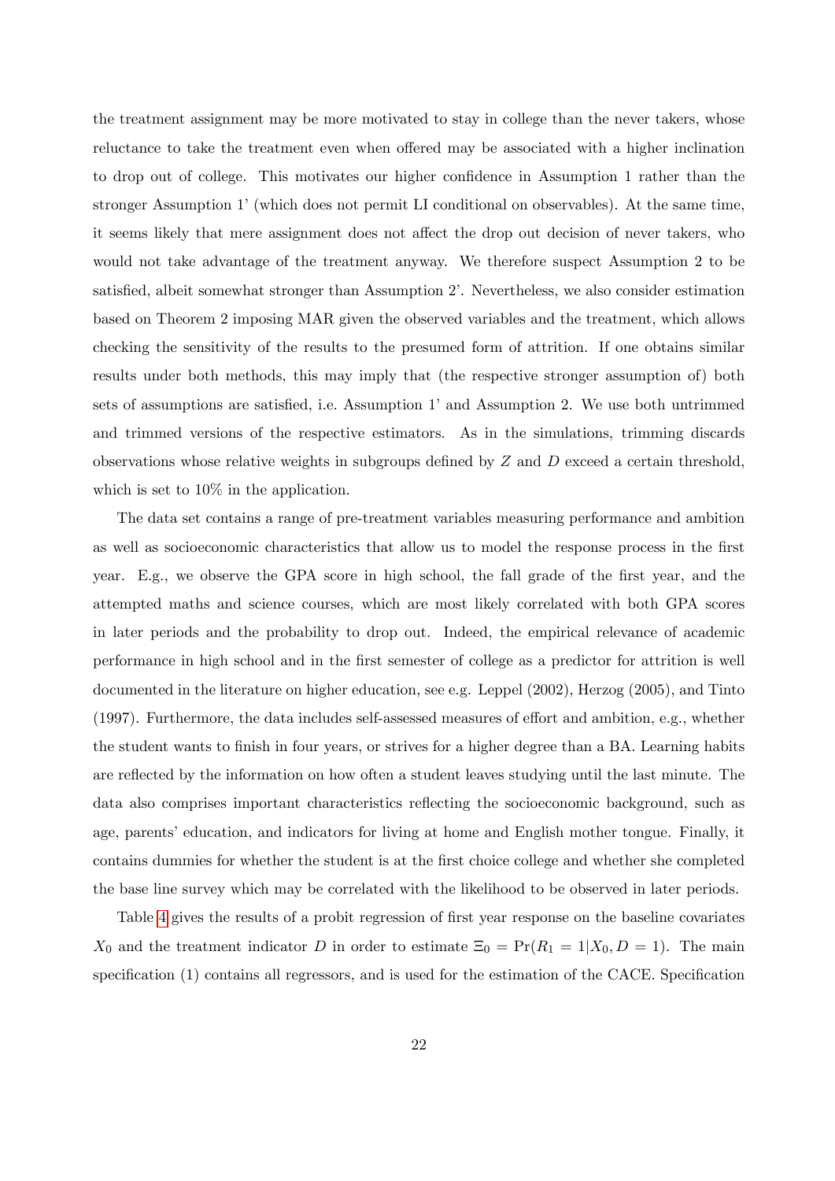the treatment assignment may be more motivated to stay in college than the never takers, whose reluctance to take the treatment even when offered may be associated with a higher inclination to drop out of college. This motivates our higher confidence in Assumption 1 rather than the stronger Assumption 1' (which does not permit LI conditional on observables). At the same time, it seems likely that mere assignment does not affect the drop out decision of never takers, who would not take advantage of the treatment anyway. We therefore suspect Assumption 2 to be satisfied, albeit somewhat stronger than Assumption 2'. Nevertheless, we also consider estimation based on Theorem 2 imposing MAR given the observed variables and the treatment, which allows checking the sensitivity of the results to the presumed form of attrition. If one obtains similar results under both methods, this may imply that (the respective stronger assumption of) both sets of assumptions are satisfied, i.e. Assumption 1' and Assumption 2. We use both untrimmed and trimmed versions of the respective estimators. As in the simulations, trimming discards observations whose relative weights in subgroups defined by $Z$ and $D$ exceed a certain threshold, which is set to 10% in the application.

The data set contains a range of pre-treatment variables measuring performance and ambition as well as socioeconomic characteristics that allow us to model the response process in the first year. E.g., we observe the GPA score in high school, the fall grade of the first year, and the attempted maths and science courses, which are most likely correlated with both GPA scores in later periods and the probability to drop out. Indeed, the empirical relevance of academic performance in high school and in the first semester of college as a predictor for attrition is well documented in the literature on higher education, see e.g. Leppel (2002), Herzog (2005), and Tinto (1997). Furthermore, the data includes self-assessed measures of effort and ambition, e.g., whether the student wants to finish in four years, or strives for a higher degree than a BA. Learning habits are reflected by the information on how often a student leaves studying until the last minute. The data also comprises important characteristics reflecting the socioeconomic background, such as age, parents' education, and indicators for living at home and English mother tongue. Finally, it contains dummies for whether the student is at the first choice college and whether she completed the base line survey which may be correlated with the likelihood to be observed in later periods.

Table 4 gives the results of a probit regression of first year response on the baseline covariates $X_0$ and the treatment indicator $D$ in order to estimate $\Xi_0 = \Pr(R_1 = 1|X_0, D = 1)$. The main specification (1) contains all regressors, and is used for the estimation of the CACE. Specification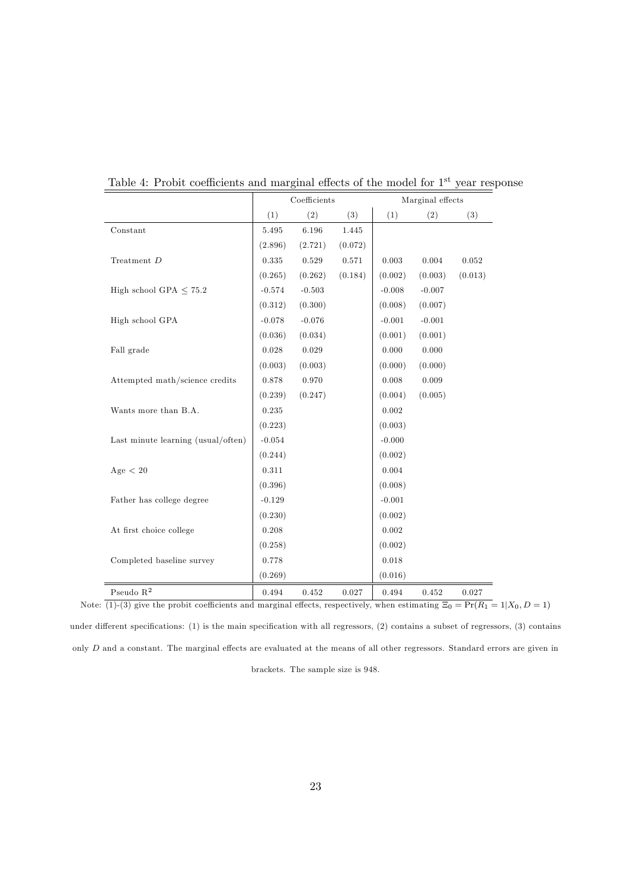Table 4: Probit coefficients and marginal effects of the model for 1[st] year response

| | Coefficients | | | Marginal effects | | |
|---|---|---|---|---|---|---|
| | (1) | (2) | (3) | (1) | (2) | (3) |
| Constant | 5.495 | 6.196 | 1.445 | | | |
| | (2.896) | (2.721) | (0.072) | | | |
| Treatment $D$ | 0.335 | 0.529 | 0.571 | 0.003 | 0.004 | 0.052 |
| | (0.265) | (0.262) | (0.184) | (0.002) | (0.003) | (0.013) |
| High school GPA $\leq 75.2$ | -0.574 | -0.503 | | -0.008 | -0.007 | |
| | (0.312) | (0.300) | | (0.008) | (0.007) | |
| High school GPA | -0.078 | -0.076 | | -0.001 | -0.001 | |
| | (0.036) | (0.034) | | (0.001) | (0.001) | |
| Fall grade | 0.028 | 0.029 | | 0.000 | 0.000 | |
| | (0.003) | (0.003) | | (0.000) | (0.000) | |
| Attempted math/science credits | 0.878 | 0.970 | | 0.008 | 0.009 | |
| | (0.239) | (0.247) | | (0.004) | (0.005) | |
| Wants more than B.A. | 0.235 | | | 0.002 | | |
| | (0.223) | | | (0.003) | | |
| Last minute learning (usual/often) | -0.054 | | | -0.000 | | |
| | (0.244) | | | (0.002) | | |
| Age $< 20$ | 0.311 | | | 0.004 | | |
| | (0.396) | | | (0.008) | | |
| Father has college degree | -0.129 | | | -0.001 | | |
| | (0.230) | | | (0.002) | | |
| At first choice college | 0.208 | | | 0.002 | | |
| | (0.258) | | | (0.002) | | |
| Completed baseline survey | 0.778 | | | 0.018 | | |
| | (0.269) | | | (0.016) | | |
| Pseudo $R^2$ | 0.494 | 0.452 | 0.027 | 0.494 | 0.452 | 0.027 |

Note: (1)-(3) give the probit coefficients and marginal effects, respectively, when estimating $\Xi_0 = \Pr(R_1 = 1|X_0, D = 1)$ under different specifications: (1) is the main specification with all regressors, (2) contains a subset of regressors, (3) contains only $D$ and a constant. The marginal effects are evaluated at the means of all other regressors. Standard errors are given in brackets. The sample size is 948.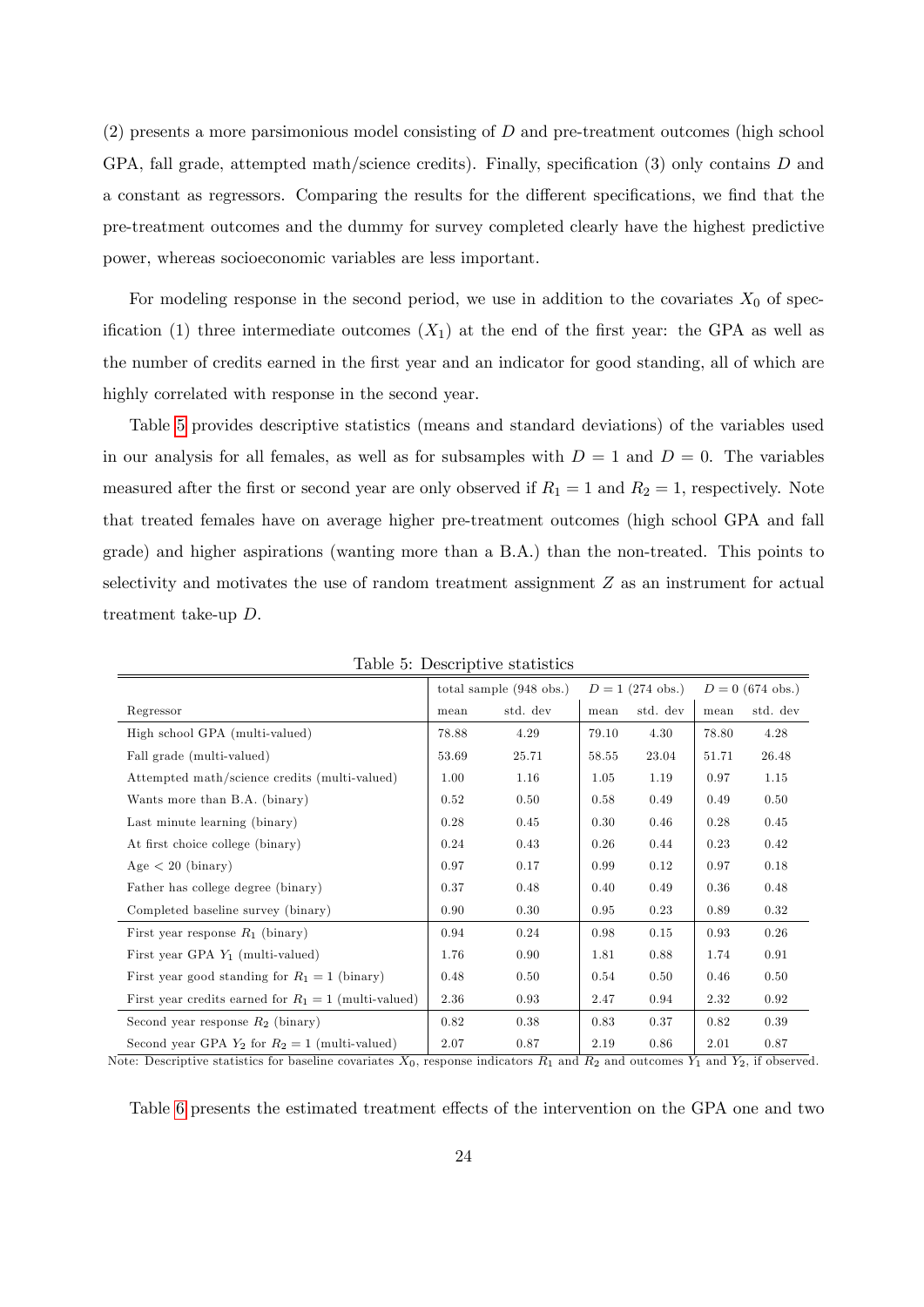(2) presents a more parsimonious model consisting of $D$ and pre-treatment outcomes (high school GPA, fall grade, attempted math/science credits). Finally, specification (3) only contains $D$ and a constant as regressors. Comparing the results for the different specifications, we find that the pre-treatment outcomes and the dummy for survey completed clearly have the highest predictive power, whereas socioeconomic variables are less important.

For modeling response in the second period, we use in addition to the covariates $X_0$ of specification (1) three intermediate outcomes ($X_1$) at the end of the first year: the GPA as well as the number of credits earned in the first year and an indicator for good standing, all of which are highly correlated with response in the second year.

Table 5 provides descriptive statistics (means and standard deviations) of the variables used in our analysis for all females, as well as for subsamples with $D = 1$ and $D = 0$. The variables measured after the first or second year are only observed if $R_1 = 1$ and $R_2 = 1$, respectively. Note that treated females have on average higher pre-treatment outcomes (high school GPA and fall grade) and higher aspirations (wanting more than a B.A.) than the non-treated. This points to selectivity and motivates the use of random treatment assignment $Z$ as an instrument for actual treatment take-up $D$.

Table 5: Descriptive statistics

| | total sample (948 obs.) | | $D = 1$ (274 obs.) | | $D = 0$ (674 obs.) | |
|---|---|---|---|---|---|---|
| Regressor | mean | std. dev | mean | std. dev | mean | std. dev |
| High school GPA (multi-valued) | 78.88 | 4.29 | 79.10 | 4.30 | 78.80 | 4.28 |
| Fall grade (multi-valued) | 53.69 | 25.71 | 58.55 | 23.04 | 51.71 | 26.48 |
| Attempted math/science credits (multi-valued) | 1.00 | 1.16 | 1.05 | 1.19 | 0.97 | 1.15 |
| Wants more than B.A. (binary) | 0.52 | 0.50 | 0.58 | 0.49 | 0.49 | 0.50 |
| Last minute learning (binary) | 0.28 | 0.45 | 0.30 | 0.46 | 0.28 | 0.45 |
| At first choice college (binary) | 0.24 | 0.43 | 0.26 | 0.44 | 0.23 | 0.42 |
| Age < 20 (binary) | 0.97 | 0.17 | 0.99 | 0.12 | 0.97 | 0.18 |
| Father has college degree (binary) | 0.37 | 0.48 | 0.40 | 0.49 | 0.36 | 0.48 |
| Completed baseline survey (binary) | 0.90 | 0.30 | 0.95 | 0.23 | 0.89 | 0.32 |
| First year response $R_1$ (binary) | 0.94 | 0.24 | 0.98 | 0.15 | 0.93 | 0.26 |
| First year GPA $Y_1$ (multi-valued) | 1.76 | 0.90 | 1.81 | 0.88 | 1.74 | 0.91 |
| First year good standing for $R_1 = 1$ (binary) | 0.48 | 0.50 | 0.54 | 0.50 | 0.46 | 0.50 |
| First year credits earned for $R_1 = 1$ (multi-valued) | 2.36 | 0.93 | 2.47 | 0.94 | 2.32 | 0.92 |
| Second year response $R_2$ (binary) | 0.82 | 0.38 | 0.83 | 0.37 | 0.82 | 0.39 |
| Second year GPA $Y_2$ for $R_2 = 1$ (multi-valued) | 2.07 | 0.87 | 2.19 | 0.86 | 2.01 | 0.87 |

Note: Descriptive statistics for baseline covariates $X_0$, response indicators $R_1$ and $R_2$ and outcomes $Y_1$ and $Y_2$, if observed.

Table 6 presents the estimated treatment effects of the intervention on the GPA one and two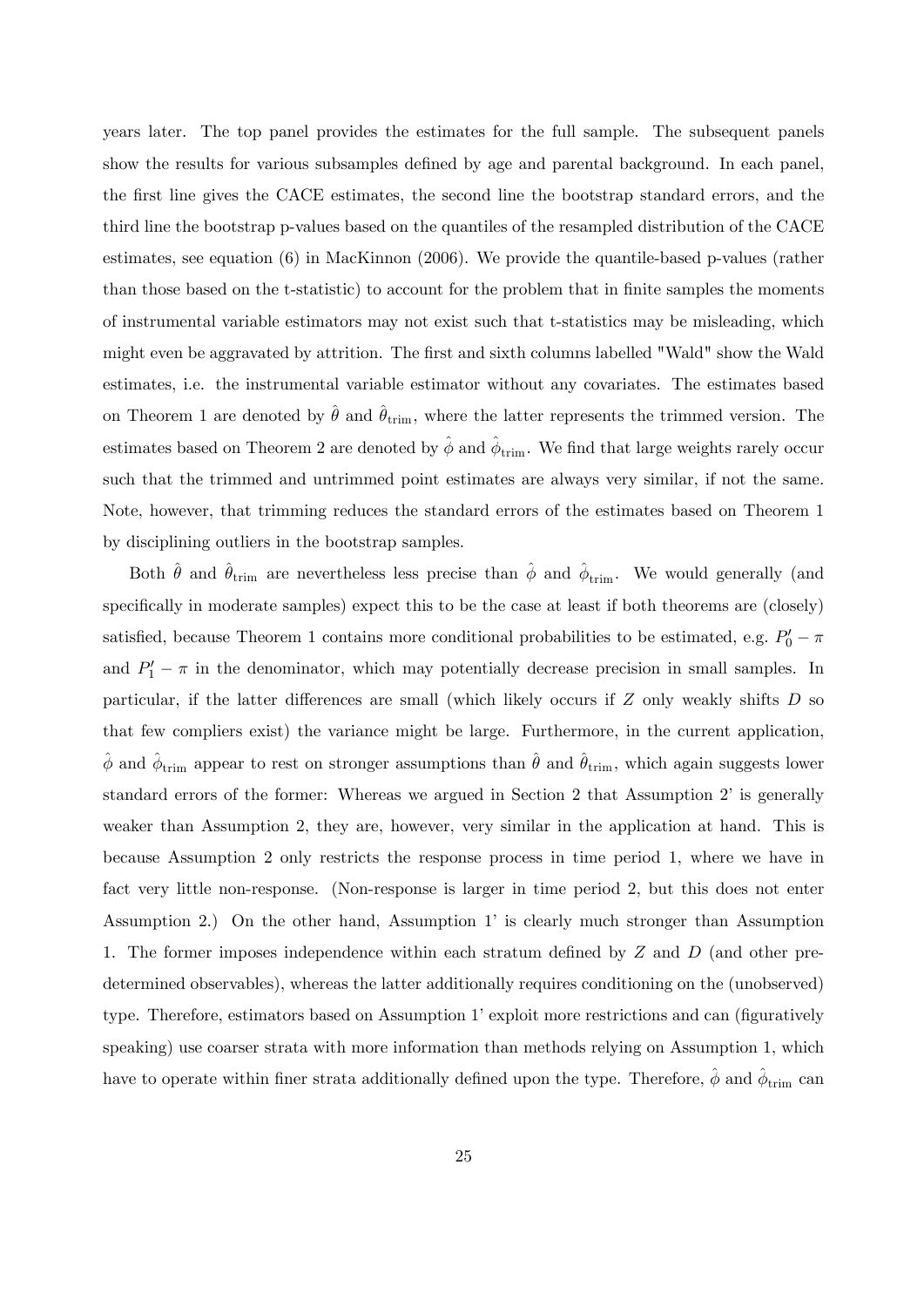years later. The top panel provides the estimates for the full sample. The subsequent panels show the results for various subsamples defined by age and parental background. In each panel, the first line gives the CACE estimates, the second line the bootstrap standard errors, and the third line the bootstrap p-values based on the quantiles of the resampled distribution of the CACE estimates, see equation (6) in MacKinnon (2006). We provide the quantile-based p-values (rather than those based on the t-statistic) to account for the problem that in finite samples the moments of instrumental variable estimators may not exist such that t-statistics may be misleading, which might even be aggravated by attrition. The first and sixth columns labelled "Wald" show the Wald estimates, i.e. the instrumental variable estimator without any covariates. The estimates based on Theorem 1 are denoted by $\hat{\theta}$ and $\hat{\theta}_{\text{trim}}$, where the latter represents the trimmed version. The estimates based on Theorem 2 are denoted by $\hat{\phi}$ and $\hat{\phi}_{\text{trim}}$. We find that large weights rarely occur such that the trimmed and untrimmed point estimates are always very similar, if not the same. Note, however, that trimming reduces the standard errors of the estimates based on Theorem 1 by disciplining outliers in the bootstrap samples.

Both $\hat{\theta}$ and $\hat{\theta}_{\text{trim}}$ are nevertheless less precise than $\hat{\phi}$ and $\hat{\phi}_{\text{trim}}$. We would generally (and specifically in moderate samples) expect this to be the case at least if both theorems are (closely) satisfied, because Theorem 1 contains more conditional probabilities to be estimated, e.g. $P_0' - \pi$ and $P_1' - \pi$ in the denominator, which may potentially decrease precision in small samples. In particular, if the latter differences are small (which likely occurs if $Z$ only weakly shifts $D$ so that few compliers exist) the variance might be large. Furthermore, in the current application, $\hat{\phi}$ and $\hat{\phi}_{\text{trim}}$ appear to rest on stronger assumptions than $\hat{\theta}$ and $\hat{\theta}_{\text{trim}}$, which again suggests lower standard errors of the former: Whereas we argued in Section 2 that Assumption 2' is generally weaker than Assumption 2, they are, however, very similar in the application at hand. This is because Assumption 2 only restricts the response process in time period 1, where we have in fact very little non-response. (Non-response is larger in time period 2, but this does not enter Assumption 2.) On the other hand, Assumption 1' is clearly much stronger than Assumption 1. The former imposes independence within each stratum defined by $Z$ and $D$ (and other predetermined observables), whereas the latter additionally requires conditioning on the (unobserved) type. Therefore, estimators based on Assumption 1' exploit more restrictions and can (figuratively speaking) use coarser strata with more information than methods relying on Assumption 1, which have to operate within finer strata additionally defined upon the type. Therefore, $\hat{\phi}$ and $\hat{\phi}_{\text{trim}}$ can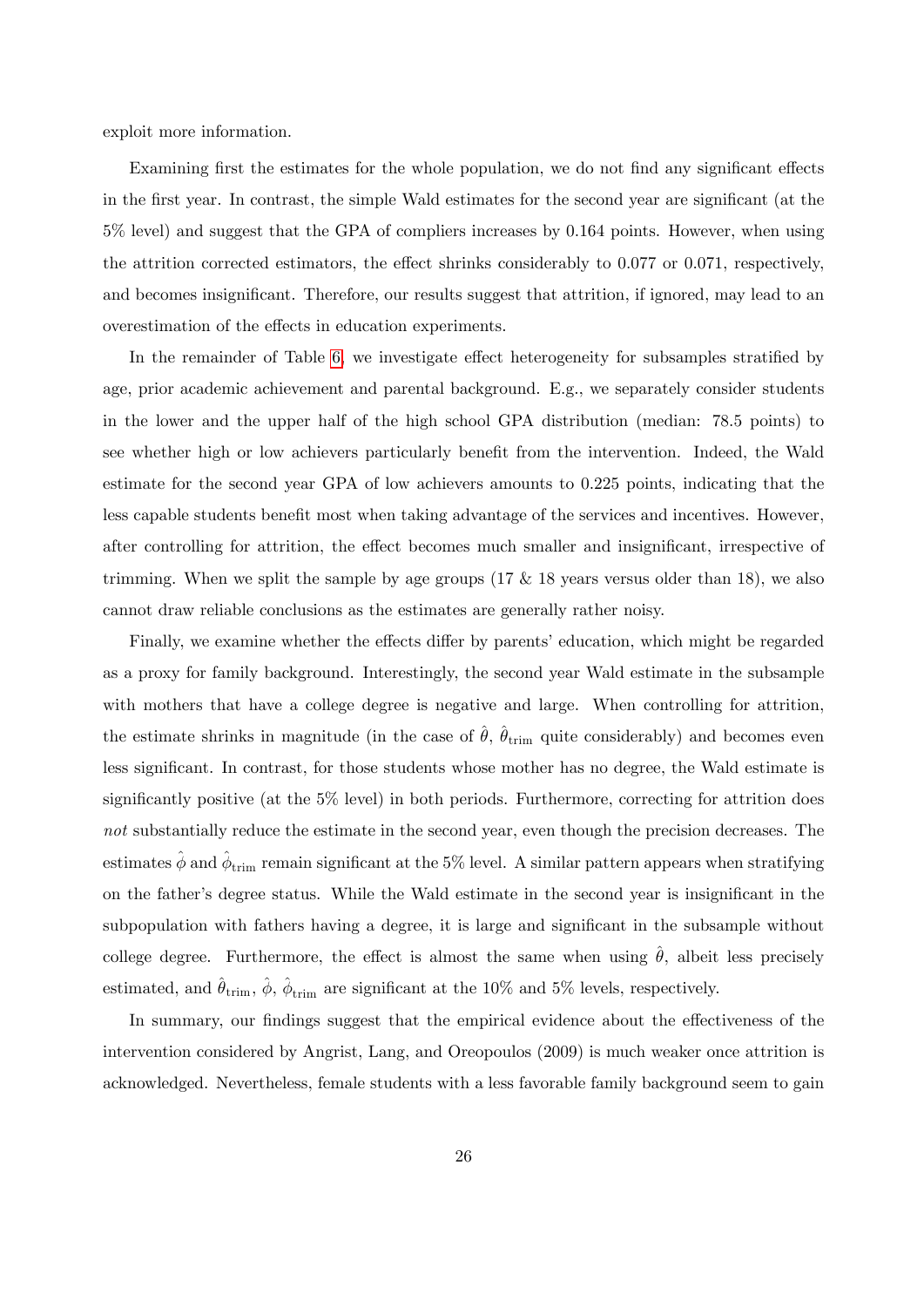exploit more information.

Examining first the estimates for the whole population, we do not find any significant effects in the first year. In contrast, the simple Wald estimates for the second year are significant (at the 5% level) and suggest that the GPA of compliers increases by 0.164 points. However, when using the attrition corrected estimators, the effect shrinks considerably to 0.077 or 0.071, respectively, and becomes insignificant. Therefore, our results suggest that attrition, if ignored, may lead to an overestimation of the effects in education experiments.

In the remainder of Table 6, we investigate effect heterogeneity for subsamples stratified by age, prior academic achievement and parental background. E.g., we separately consider students in the lower and the upper half of the high school GPA distribution (median: 78.5 points) to see whether high or low achievers particularly benefit from the intervention. Indeed, the Wald estimate for the second year GPA of low achievers amounts to 0.225 points, indicating that the less capable students benefit most when taking advantage of the services and incentives. However, after controlling for attrition, the effect becomes much smaller and insignificant, irrespective of trimming. When we split the sample by age groups (17 & 18 years versus older than 18), we also cannot draw reliable conclusions as the estimates are generally rather noisy.

Finally, we examine whether the effects differ by parents' education, which might be regarded as a proxy for family background. Interestingly, the second year Wald estimate in the subsample with mothers that have a college degree is negative and large. When controlling for attrition, the estimate shrinks in magnitude (in the case of $\hat{\theta}$, $\hat{\theta}_{\text{trim}}$ quite considerably) and becomes even less significant. In contrast, for those students whose mother has no degree, the Wald estimate is significantly positive (at the 5% level) in both periods. Furthermore, correcting for attrition does *not* substantially reduce the estimate in the second year, even though the precision decreases. The estimates $\hat{\phi}$ and $\hat{\phi}_{\text{trim}}$ remain significant at the 5% level. A similar pattern appears when stratifying on the father's degree status. While the Wald estimate in the second year is insignificant in the subpopulation with fathers having a degree, it is large and significant in the subsample without college degree. Furthermore, the effect is almost the same when using $\hat{\theta}$, albeit less precisely estimated, and $\hat{\theta}_{\text{trim}}$, $\hat{\phi}$, $\hat{\phi}_{\text{trim}}$ are significant at the 10% and 5% levels, respectively.

In summary, our findings suggest that the empirical evidence about the effectiveness of the intervention considered by Angrist, Lang, and Oreopoulos (2009) is much weaker once attrition is acknowledged. Nevertheless, female students with a less favorable family background seem to gain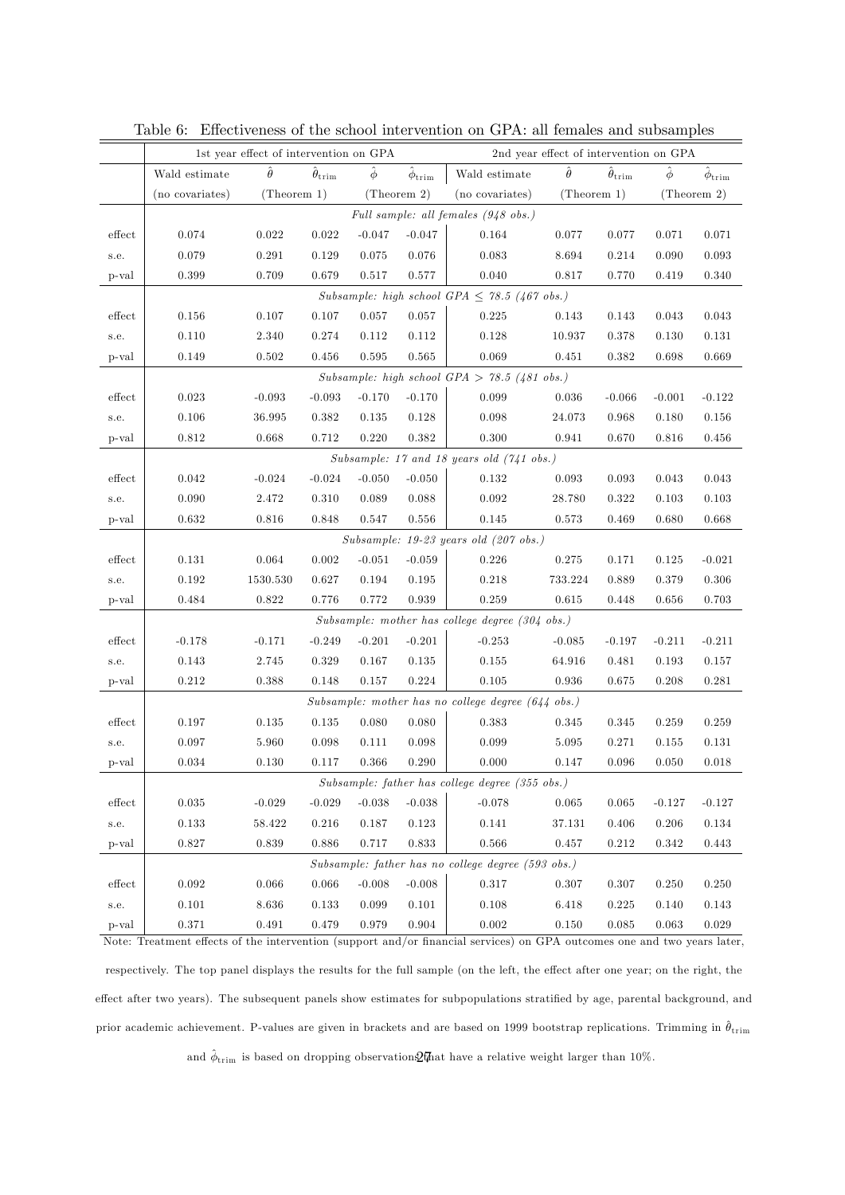Table 6: Effectiveness of the school intervention on GPA: all females and subsamples

| | 1st year effect of intervention on GPA | | | | | 2nd year effect of intervention on GPA | | | | |
|---|---|---|---|---|---|---|---|---|---|---|
| | Wald estimate | $\hat{\theta}$ | $\hat{\theta}_{\text{trim}}$ | $\hat{\phi}$ | $\hat{\phi}_{\text{trim}}$ | Wald estimate | $\hat{\theta}$ | $\hat{\theta}_{\text{trim}}$ | $\hat{\phi}$ | $\hat{\phi}_{\text{trim}}$ |
| | (no covariates) | (Theorem 1) | | (Theorem 2) | | (no covariates) | (Theorem 1) | | (Theorem 2) | |
| | *Full sample: all females (948 obs.)* | | | | | | | | | |
| effect | 0.074 | 0.022 | 0.022 | -0.047 | -0.047 | 0.164 | 0.077 | 0.077 | 0.071 | 0.071 |
| s.e. | 0.079 | 0.291 | 0.129 | 0.075 | 0.076 | 0.083 | 8.694 | 0.214 | 0.090 | 0.093 |
| p-val | 0.399 | 0.709 | 0.679 | 0.517 | 0.577 | 0.040 | 0.817 | 0.770 | 0.419 | 0.340 |
| | *Subsample: high school GPA ≤ 78.5 (467 obs.)* | | | | | | | | | |
| effect | 0.156 | 0.107 | 0.107 | 0.057 | 0.057 | 0.225 | 0.143 | 0.143 | 0.043 | 0.043 |
| s.e. | 0.110 | 2.340 | 0.274 | 0.112 | 0.112 | 0.128 | 10.937 | 0.378 | 0.130 | 0.131 |
| p-val | 0.149 | 0.502 | 0.456 | 0.595 | 0.565 | 0.069 | 0.451 | 0.382 | 0.698 | 0.669 |
| | *Subsample: high school GPA > 78.5 (481 obs.)* | | | | | | | | | |
| effect | 0.023 | -0.093 | -0.093 | -0.170 | -0.170 | 0.099 | 0.036 | -0.066 | -0.001 | -0.122 |
| s.e. | 0.106 | 36.995 | 0.382 | 0.135 | 0.128 | 0.098 | 24.073 | 0.968 | 0.180 | 0.156 |
| p-val | 0.812 | 0.668 | 0.712 | 0.220 | 0.382 | 0.300 | 0.941 | 0.670 | 0.816 | 0.456 |
| | *Subsample: 17 and 18 years old (741 obs.)* | | | | | | | | | |
| effect | 0.042 | -0.024 | -0.024 | -0.050 | -0.050 | 0.132 | 0.093 | 0.093 | 0.043 | 0.043 |
| s.e. | 0.090 | 2.472 | 0.310 | 0.089 | 0.088 | 0.092 | 28.780 | 0.322 | 0.103 | 0.103 |
| p-val | 0.632 | 0.816 | 0.848 | 0.547 | 0.556 | 0.145 | 0.573 | 0.469 | 0.680 | 0.668 |
| | *Subsample: 19-23 years old (207 obs.)* | | | | | | | | | |
| effect | 0.131 | 0.064 | 0.002 | -0.051 | -0.059 | 0.226 | 0.275 | 0.171 | 0.125 | -0.021 |
| s.e. | 0.192 | 1530.530 | 0.627 | 0.194 | 0.195 | 0.218 | 733.224 | 0.889 | 0.379 | 0.306 |
| p-val | 0.484 | 0.822 | 0.776 | 0.772 | 0.939 | 0.259 | 0.615 | 0.448 | 0.656 | 0.703 |
| | *Subsample: mother has college degree (304 obs.)* | | | | | | | | | |
| effect | -0.178 | -0.171 | -0.249 | -0.201 | -0.201 | -0.253 | -0.085 | -0.197 | -0.211 | -0.211 |
| s.e. | 0.143 | 2.745 | 0.329 | 0.167 | 0.135 | 0.155 | 64.916 | 0.481 | 0.193 | 0.157 |
| p-val | 0.212 | 0.388 | 0.148 | 0.157 | 0.224 | 0.105 | 0.936 | 0.675 | 0.208 | 0.281 |
| | *Subsample: mother has no college degree (644 obs.)* | | | | | | | | | |
| effect | 0.197 | 0.135 | 0.135 | 0.080 | 0.080 | 0.383 | 0.345 | 0.345 | 0.259 | 0.259 |
| s.e. | 0.097 | 5.960 | 0.098 | 0.111 | 0.098 | 0.099 | 5.095 | 0.271 | 0.155 | 0.131 |
| p-val | 0.034 | 0.130 | 0.117 | 0.366 | 0.290 | 0.000 | 0.147 | 0.096 | 0.050 | 0.018 |
| | *Subsample: father has college degree (355 obs.)* | | | | | | | | | |
| effect | 0.035 | -0.029 | -0.029 | -0.038 | -0.038 | -0.078 | 0.065 | 0.065 | -0.127 | -0.127 |
| s.e. | 0.133 | 58.422 | 0.216 | 0.187 | 0.123 | 0.141 | 37.131 | 0.406 | 0.206 | 0.134 |
| p-val | 0.827 | 0.839 | 0.886 | 0.717 | 0.833 | 0.566 | 0.457 | 0.212 | 0.342 | 0.443 |
| | *Subsample: father has no college degree (593 obs.)* | | | | | | | | | |
| effect | 0.092 | 0.066 | 0.066 | -0.008 | -0.008 | 0.317 | 0.307 | 0.307 | 0.250 | 0.250 |
| s.e. | 0.101 | 8.636 | 0.133 | 0.099 | 0.101 | 0.108 | 6.418 | 0.225 | 0.140 | 0.143 |
| p-val | 0.371 | 0.491 | 0.479 | 0.979 | 0.904 | 0.002 | 0.150 | 0.085 | 0.063 | 0.029 |

Note: Treatment effects of the intervention (support and/or financial services) on GPA outcomes one and two years later, respectively. The top panel displays the results for the full sample (on the left, the effect after one year; on the right, the effect after two years). The subsequent panels show estimates for subpopulations stratified by age, parental background, and prior academic achievement. P-values are given in brackets and are based on 1999 bootstrap replications. Trimming in $\hat{\theta}_{\text{trim}}$ and $\hat{\phi}_{\text{trim}}$ is based on dropping observations that have a relative weight larger than 10%.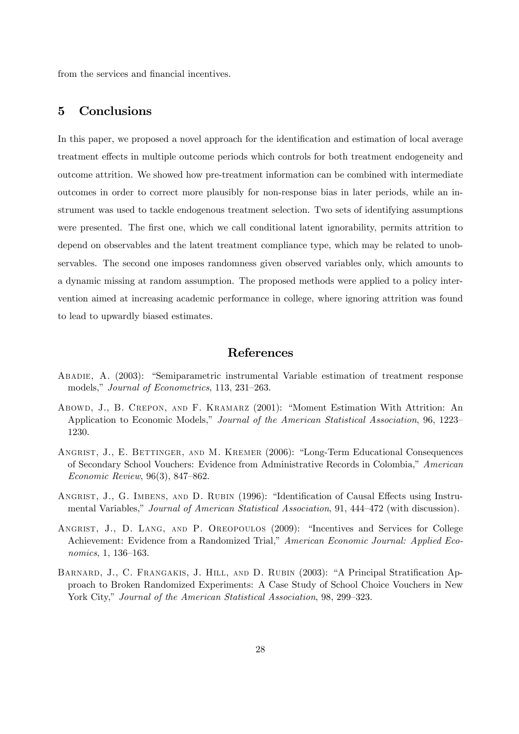from the services and financial incentives.

## 5 Conclusions

In this paper, we proposed a novel approach for the identification and estimation of local average treatment effects in multiple outcome periods which controls for both treatment endogeneity and outcome attrition. We showed how pre-treatment information can be combined with intermediate outcomes in order to correct more plausibly for non-response bias in later periods, while an instrument was used to tackle endogenous treatment selection. Two sets of identifying assumptions were presented. The first one, which we call conditional latent ignorability, permits attrition to depend on observables and the latent treatment compliance type, which may be related to unobservables. The second one imposes randomness given observed variables only, which amounts to a dynamic missing at random assumption. The proposed methods were applied to a policy intervention aimed at increasing academic performance in college, where ignoring attrition was found to lead to upwardly biased estimates.

## References

Abadie, A. (2003): "Semiparametric instrumental Variable estimation of treatment response models," *Journal of Econometrics*, 113, 231–263.

Abowd, J., B. Crepon, and F. Kramarz (2001): "Moment Estimation With Attrition: An Application to Economic Models," *Journal of the American Statistical Association*, 96, 1223–1230.

Angrist, J., E. Bettinger, and M. Kremer (2006): "Long-Term Educational Consequences of Secondary School Vouchers: Evidence from Administrative Records in Colombia," *American Economic Review*, 96(3), 847–862.

Angrist, J., G. Imbens, and D. Rubin (1996): "Identification of Causal Effects using Instrumental Variables," *Journal of American Statistical Association*, 91, 444–472 (with discussion).

Angrist, J., D. Lang, and P. Oreopoulos (2009): "Incentives and Services for College Achievement: Evidence from a Randomized Trial," *American Economic Journal: Applied Economics*, 1, 136–163.

Barnard, J., C. Frangakis, J. Hill, and D. Rubin (2003): "A Principal Stratification Approach to Broken Randomized Experiments: A Case Study of School Choice Vouchers in New York City," *Journal of the American Statistical Association*, 98, 299–323.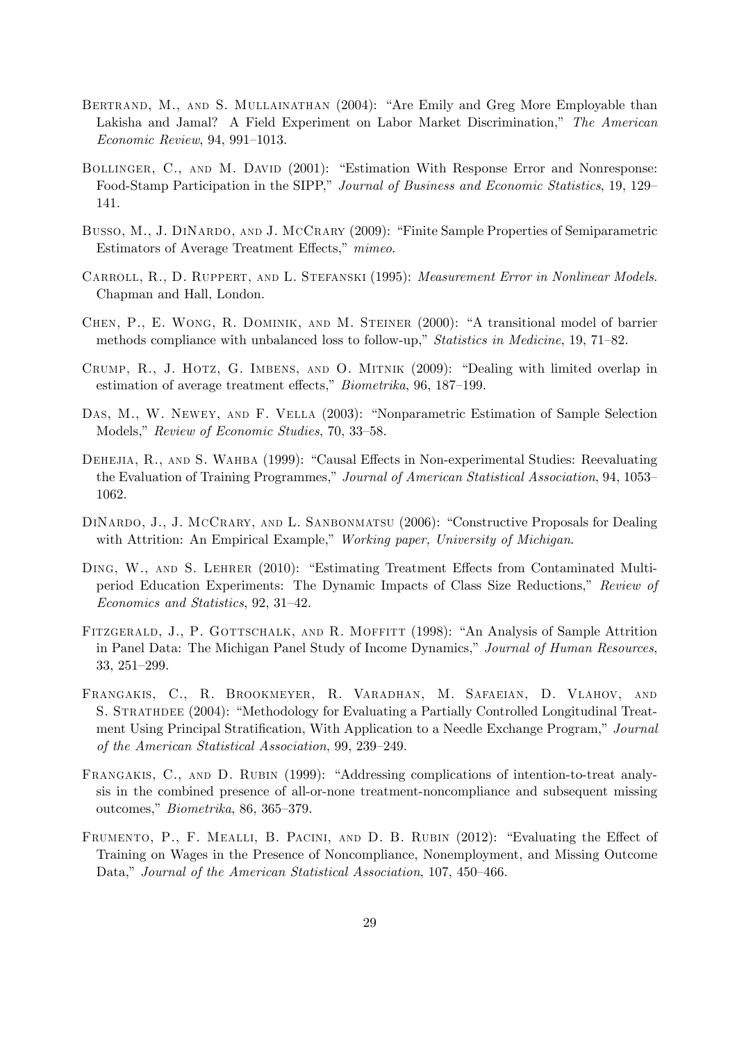Bertrand, M., and S. Mullainathan (2004): "Are Emily and Greg More Employable than Lakisha and Jamal? A Field Experiment on Labor Market Discrimination," *The American Economic Review*, 94, 991–1013.

Bollinger, C., and M. David (2001): "Estimation With Response Error and Nonresponse: Food-Stamp Participation in the SIPP," *Journal of Business and Economic Statistics*, 19, 129–141.

Busso, M., J. DiNardo, and J. McCrary (2009): "Finite Sample Properties of Semiparametric Estimators of Average Treatment Effects," *mimeo*.

Carroll, R., D. Ruppert, and L. Stefanski (1995): *Measurement Error in Nonlinear Models*. Chapman and Hall, London.

Chen, P., E. Wong, R. Dominik, and M. Steiner (2000): "A transitional model of barrier methods compliance with unbalanced loss to follow-up," *Statistics in Medicine*, 19, 71–82.

Crump, R., J. Hotz, G. Imbens, and O. Mitnik (2009): "Dealing with limited overlap in estimation of average treatment effects," *Biometrika*, 96, 187–199.

Das, M., W. Newey, and F. Vella (2003): "Nonparametric Estimation of Sample Selection Models," *Review of Economic Studies*, 70, 33–58.

Dehejia, R., and S. Wahba (1999): "Causal Effects in Non-experimental Studies: Reevaluating the Evaluation of Training Programmes," *Journal of American Statistical Association*, 94, 1053–1062.

DiNardo, J., J. McCrary, and L. Sanbonmatsu (2006): "Constructive Proposals for Dealing with Attrition: An Empirical Example," *Working paper, University of Michigan*.

Ding, W., and S. Lehrer (2010): "Estimating Treatment Effects from Contaminated Multiperiod Education Experiments: The Dynamic Impacts of Class Size Reductions," *Review of Economics and Statistics*, 92, 31–42.

Fitzgerald, J., P. Gottschalk, and R. Moffitt (1998): "An Analysis of Sample Attrition in Panel Data: The Michigan Panel Study of Income Dynamics," *Journal of Human Resources*, 33, 251–299.

Frangakis, C., R. Brookmeyer, R. Varadhan, M. Safaeian, D. Vlahov, and S. Strathdee (2004): "Methodology for Evaluating a Partially Controlled Longitudinal Treatment Using Principal Stratification, With Application to a Needle Exchange Program," *Journal of the American Statistical Association*, 99, 239–249.

Frangakis, C., and D. Rubin (1999): "Addressing complications of intention-to-treat analysis in the combined presence of all-or-none treatment-noncompliance and subsequent missing outcomes," *Biometrika*, 86, 365–379.

Frumento, P., F. Mealli, B. Pacini, and D. B. Rubin (2012): "Evaluating the Effect of Training on Wages in the Presence of Noncompliance, Nonemployment, and Missing Outcome Data," *Journal of the American Statistical Association*, 107, 450–466.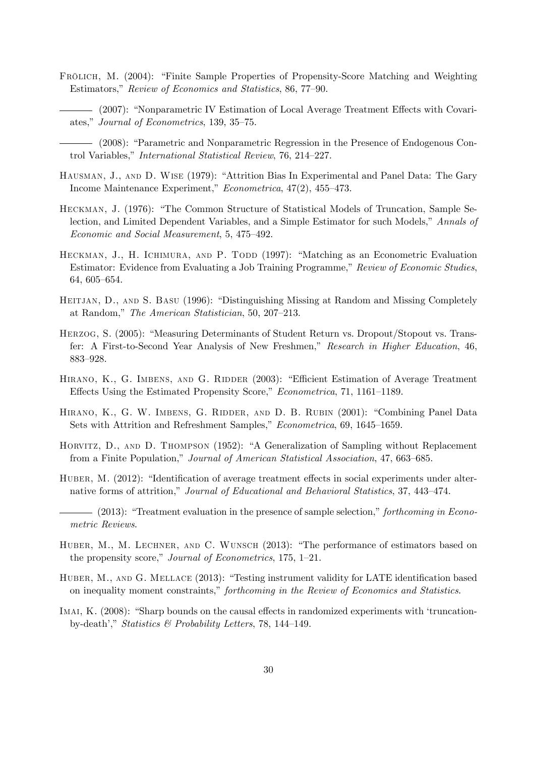Frölich, M. (2004): "Finite Sample Properties of Propensity-Score Matching and Weighting Estimators," *Review of Economics and Statistics*, 86, 77–90.

——— (2007): "Nonparametric IV Estimation of Local Average Treatment Effects with Covariates," *Journal of Econometrics*, 139, 35–75.

——— (2008): "Parametric and Nonparametric Regression in the Presence of Endogenous Control Variables," *International Statistical Review*, 76, 214–227.

Hausman, J., and D. Wise (1979): "Attrition Bias In Experimental and Panel Data: The Gary Income Maintenance Experiment," *Econometrica*, 47(2), 455–473.

Heckman, J. (1976): "The Common Structure of Statistical Models of Truncation, Sample Selection, and Limited Dependent Variables, and a Simple Estimator for such Models," *Annals of Economic and Social Measurement*, 5, 475–492.

Heckman, J., H. Ichimura, and P. Todd (1997): "Matching as an Econometric Evaluation Estimator: Evidence from Evaluating a Job Training Programme," *Review of Economic Studies*, 64, 605–654.

Heitjan, D., and S. Basu (1996): "Distinguishing Missing at Random and Missing Completely at Random," *The American Statistician*, 50, 207–213.

Herzog, S. (2005): "Measuring Determinants of Student Return vs. Dropout/Stopout vs. Transfer: A First-to-Second Year Analysis of New Freshmen," *Research in Higher Education*, 46, 883–928.

Hirano, K., G. Imbens, and G. Ridder (2003): "Efficient Estimation of Average Treatment Effects Using the Estimated Propensity Score," *Econometrica*, 71, 1161–1189.

Hirano, K., G. W. Imbens, G. Ridder, and D. B. Rubin (2001): "Combining Panel Data Sets with Attrition and Refreshment Samples," *Econometrica*, 69, 1645–1659.

Horvitz, D., and D. Thompson (1952): "A Generalization of Sampling without Replacement from a Finite Population," *Journal of American Statistical Association*, 47, 663–685.

Huber, M. (2012): "Identification of average treatment effects in social experiments under alternative forms of attrition," *Journal of Educational and Behavioral Statistics*, 37, 443–474.

——— (2013): "Treatment evaluation in the presence of sample selection," *forthcoming in Econometric Reviews*.

Huber, M., M. Lechner, and C. Wunsch (2013): "The performance of estimators based on the propensity score," *Journal of Econometrics*, 175, 1–21.

Huber, M., and G. Mellace (2013): "Testing instrument validity for LATE identification based on inequality moment constraints," *forthcoming in the Review of Economics and Statistics*.

Imai, K. (2008): "Sharp bounds on the causal effects in randomized experiments with 'truncation-by-death'," *Statistics & Probability Letters*, 78, 144–149.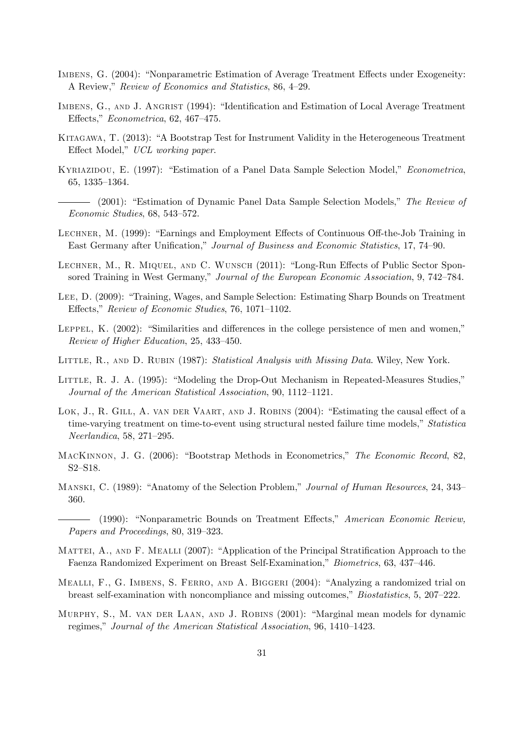Imbens, G. (2004): "Nonparametric Estimation of Average Treatment Effects under Exogeneity: A Review," *Review of Economics and Statistics*, 86, 4–29.

Imbens, G., and J. Angrist (1994): "Identification and Estimation of Local Average Treatment Effects," *Econometrica*, 62, 467–475.

Kitagawa, T. (2013): "A Bootstrap Test for Instrument Validity in the Heterogeneous Treatment Effect Model," *UCL working paper*.

Kyriazidou, E. (1997): "Estimation of a Panel Data Sample Selection Model," *Econometrica*, 65, 1335–1364.

——— (2001): "Estimation of Dynamic Panel Data Sample Selection Models," *The Review of Economic Studies*, 68, 543–572.

Lechner, M. (1999): "Earnings and Employment Effects of Continuous Off-the-Job Training in East Germany after Unification," *Journal of Business and Economic Statistics*, 17, 74–90.

Lechner, M., R. Miquel, and C. Wunsch (2011): "Long-Run Effects of Public Sector Sponsored Training in West Germany," *Journal of the European Economic Association*, 9, 742–784.

Lee, D. (2009): "Training, Wages, and Sample Selection: Estimating Sharp Bounds on Treatment Effects," *Review of Economic Studies*, 76, 1071–1102.

Leppel, K. (2002): "Similarities and differences in the college persistence of men and women," *Review of Higher Education*, 25, 433–450.

Little, R., and D. Rubin (1987): *Statistical Analysis with Missing Data*. Wiley, New York.

Little, R. J. A. (1995): "Modeling the Drop-Out Mechanism in Repeated-Measures Studies," *Journal of the American Statistical Association*, 90, 1112–1121.

Lok, J., R. Gill, A. van der Vaart, and J. Robins (2004): "Estimating the causal effect of a time-varying treatment on time-to-event using structural nested failure time models," *Statistica Neerlandica*, 58, 271–295.

MacKinnon, J. G. (2006): "Bootstrap Methods in Econometrics," *The Economic Record*, 82, S2–S18.

Manski, C. (1989): "Anatomy of the Selection Problem," *Journal of Human Resources*, 24, 343–360.

——— (1990): "Nonparametric Bounds on Treatment Effects," *American Economic Review, Papers and Proceedings*, 80, 319–323.

Mattei, A., and F. Mealli (2007): "Application of the Principal Stratification Approach to the Faenza Randomized Experiment on Breast Self-Examination," *Biometrics*, 63, 437–446.

Mealli, F., G. Imbens, S. Ferro, and A. Biggeri (2004): "Analyzing a randomized trial on breast self-examination with noncompliance and missing outcomes," *Biostatistics*, 5, 207–222.

Murphy, S., M. van der Laan, and J. Robins (2001): "Marginal mean models for dynamic regimes," *Journal of the American Statistical Association*, 96, 1410–1423.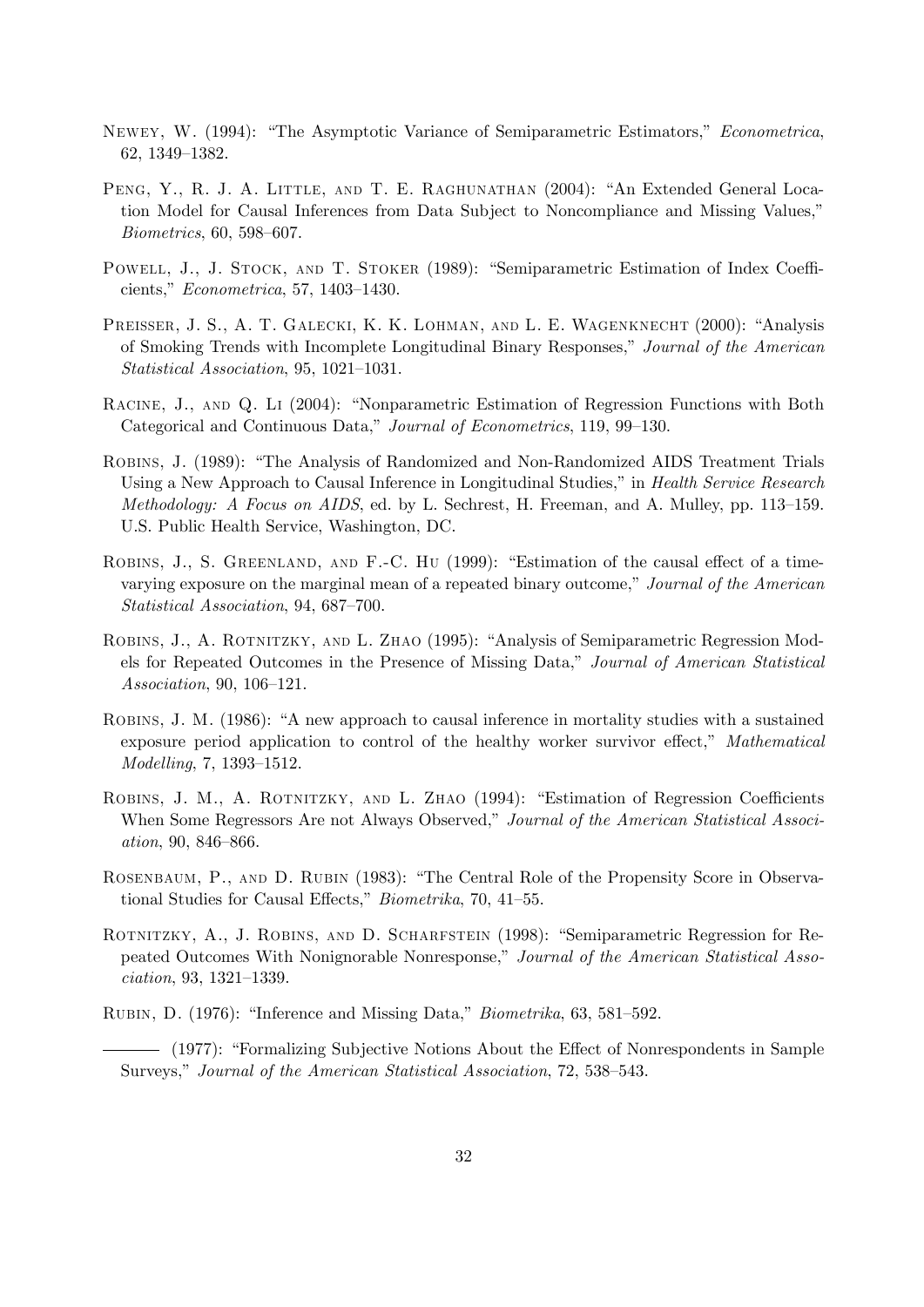Newey, W. (1994): "The Asymptotic Variance of Semiparametric Estimators," *Econometrica*, 62, 1349–1382.

Peng, Y., R. J. A. Little, and T. E. Raghunathan (2004): "An Extended General Location Model for Causal Inferences from Data Subject to Noncompliance and Missing Values," *Biometrics*, 60, 598–607.

Powell, J., J. Stock, and T. Stoker (1989): "Semiparametric Estimation of Index Coefficients," *Econometrica*, 57, 1403–1430.

Preisser, J. S., A. T. Galecki, K. K. Lohman, and L. E. Wagenknecht (2000): "Analysis of Smoking Trends with Incomplete Longitudinal Binary Responses," *Journal of the American Statistical Association*, 95, 1021–1031.

Racine, J., and Q. Li (2004): "Nonparametric Estimation of Regression Functions with Both Categorical and Continuous Data," *Journal of Econometrics*, 119, 99–130.

Robins, J. (1989): "The Analysis of Randomized and Non-Randomized AIDS Treatment Trials Using a New Approach to Causal Inference in Longitudinal Studies," in *Health Service Research Methodology: A Focus on AIDS*, ed. by L. Sechrest, H. Freeman, and A. Mulley, pp. 113–159. U.S. Public Health Service, Washington, DC.

Robins, J., S. Greenland, and F.-C. Hu (1999): "Estimation of the causal effect of a time-varying exposure on the marginal mean of a repeated binary outcome," *Journal of the American Statistical Association*, 94, 687–700.

Robins, J., A. Rotnitzky, and L. Zhao (1995): "Analysis of Semiparametric Regression Models for Repeated Outcomes in the Presence of Missing Data," *Journal of American Statistical Association*, 90, 106–121.

Robins, J. M. (1986): "A new approach to causal inference in mortality studies with a sustained exposure period application to control of the healthy worker survivor effect," *Mathematical Modelling*, 7, 1393–1512.

Robins, J. M., A. Rotnitzky, and L. Zhao (1994): "Estimation of Regression Coefficients When Some Regressors Are not Always Observed," *Journal of the American Statistical Association*, 90, 846–866.

Rosenbaum, P., and D. Rubin (1983): "The Central Role of the Propensity Score in Observational Studies for Causal Effects," *Biometrika*, 70, 41–55.

Rotnitzky, A., J. Robins, and D. Scharfstein (1998): "Semiparametric Regression for Repeated Outcomes With Nonignorable Nonresponse," *Journal of the American Statistical Association*, 93, 1321–1339.

Rubin, D. (1976): "Inference and Missing Data," *Biometrika*, 63, 581–592.

——— (1977): "Formalizing Subjective Notions About the Effect of Nonrespondents in Sample Surveys," *Journal of the American Statistical Association*, 72, 538–543.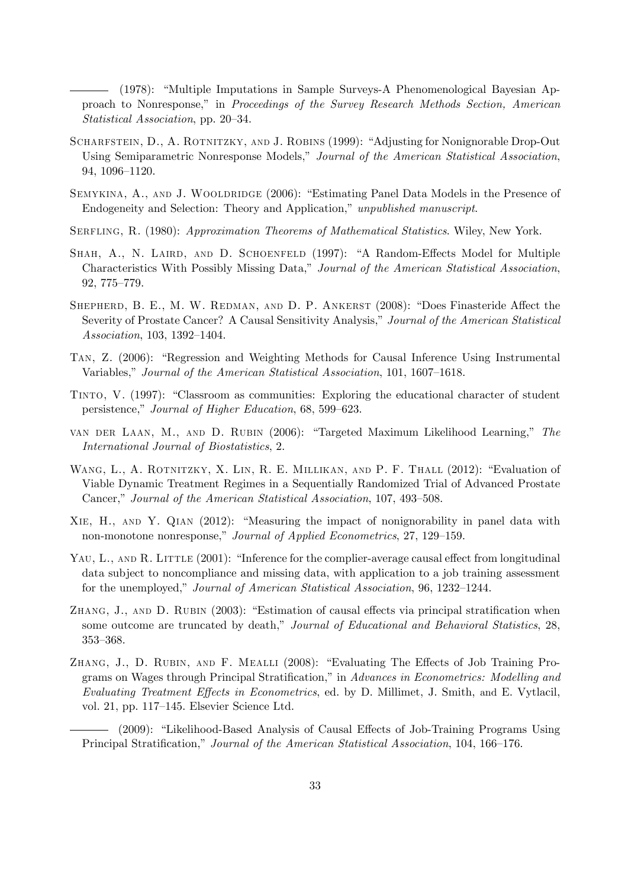——— (1978): "Multiple Imputations in Sample Surveys-A Phenomenological Bayesian Approach to Nonresponse," in *Proceedings of the Survey Research Methods Section, American Statistical Association*, pp. 20–34.

Scharfstein, D., A. Rotnitzky, and J. Robins (1999): "Adjusting for Nonignorable Drop-Out Using Semiparametric Nonresponse Models," *Journal of the American Statistical Association*, 94, 1096–1120.

Semykina, A., and J. Wooldridge (2006): "Estimating Panel Data Models in the Presence of Endogeneity and Selection: Theory and Application," *unpublished manuscript*.

Serfling, R. (1980): *Approximation Theorems of Mathematical Statistics*. Wiley, New York.

Shah, A., N. Laird, and D. Schoenfeld (1997): "A Random-Effects Model for Multiple Characteristics With Possibly Missing Data," *Journal of the American Statistical Association*, 92, 775–779.

Shepherd, B. E., M. W. Redman, and D. P. Ankerst (2008): "Does Finasteride Affect the Severity of Prostate Cancer? A Causal Sensitivity Analysis," *Journal of the American Statistical Association*, 103, 1392–1404.

Tan, Z. (2006): "Regression and Weighting Methods for Causal Inference Using Instrumental Variables," *Journal of the American Statistical Association*, 101, 1607–1618.

Tinto, V. (1997): "Classroom as communities: Exploring the educational character of student persistence," *Journal of Higher Education*, 68, 599–623.

van der Laan, M., and D. Rubin (2006): "Targeted Maximum Likelihood Learning," *The International Journal of Biostatistics*, 2.

Wang, L., A. Rotnitzky, X. Lin, R. E. Millikan, and P. F. Thall (2012): "Evaluation of Viable Dynamic Treatment Regimes in a Sequentially Randomized Trial of Advanced Prostate Cancer," *Journal of the American Statistical Association*, 107, 493–508.

Xie, H., and Y. Qian (2012): "Measuring the impact of nonignorability in panel data with non-monotone nonresponse," *Journal of Applied Econometrics*, 27, 129–159.

Yau, L., and R. Little (2001): "Inference for the complier-average causal effect from longitudinal data subject to noncompliance and missing data, with application to a job training assessment for the unemployed," *Journal of American Statistical Association*, 96, 1232–1244.

Zhang, J., and D. Rubin (2003): "Estimation of causal effects via principal stratification when some outcome are truncated by death," *Journal of Educational and Behavioral Statistics*, 28, 353–368.

Zhang, J., D. Rubin, and F. Mealli (2008): "Evaluating The Effects of Job Training Programs on Wages through Principal Stratification," in *Advances in Econometrics: Modelling and Evaluating Treatment Effects in Econometrics*, ed. by D. Millimet, J. Smith, and E. Vytlacil, vol. 21, pp. 117–145. Elsevier Science Ltd.

——— (2009): "Likelihood-Based Analysis of Causal Effects of Job-Training Programs Using Principal Stratification," *Journal of the American Statistical Association*, 104, 166–176.